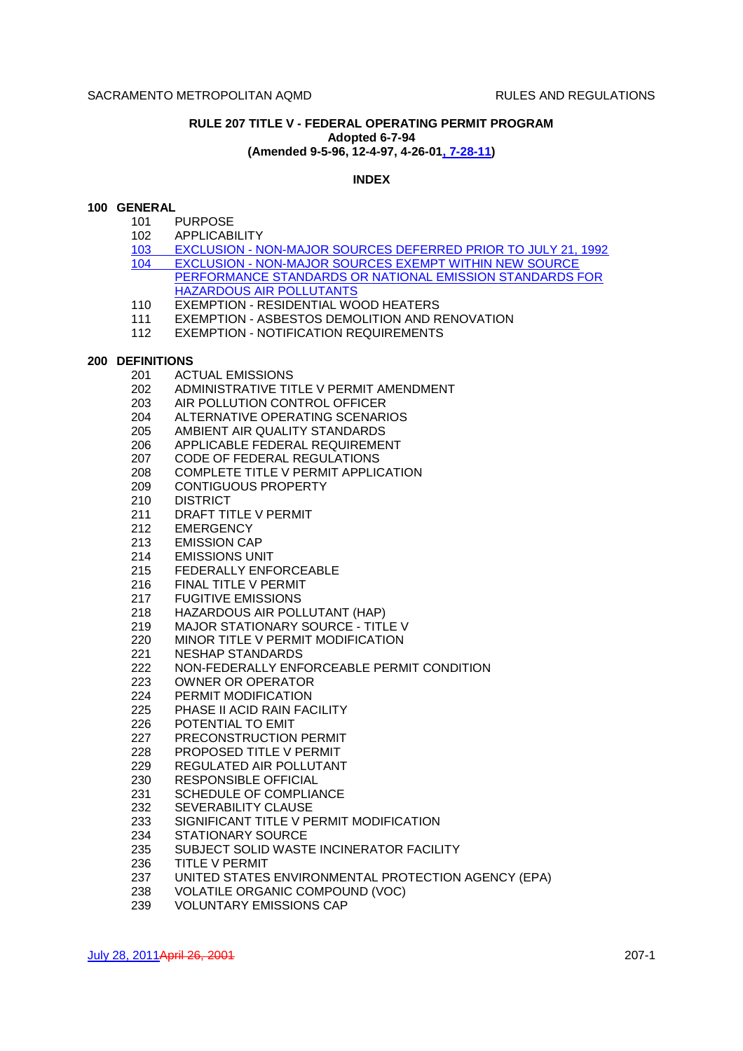SACRAMENTO METROPOLITAN AQMD RULES AND REGULATIONS

**RULE 207 TITLE V - FEDERAL OPERATING PERMIT PROGRAM**
**Adopted 6-7-94**
**(Amended 9-5-96, 12-4-97, 4-26-01, 7-28-11)**

**INDEX**

**100 GENERAL**

- 101 PURPOSE
- 102 APPLICABILITY
- 103 EXCLUSION - NON-MAJOR SOURCES DEFERRED PRIOR TO JULY 21, 1992
- 104 EXCLUSION - NON-MAJOR SOURCES EXEMPT WITHIN NEW SOURCE PERFORMANCE STANDARDS OR NATIONAL EMISSION STANDARDS FOR HAZARDOUS AIR POLLUTANTS
- 110 EXEMPTION - RESIDENTIAL WOOD HEATERS
- 111 EXEMPTION - ASBESTOS DEMOLITION AND RENOVATION
- 112 EXEMPTION - NOTIFICATION REQUIREMENTS

**200 DEFINITIONS**

- 201 ACTUAL EMISSIONS
- 202 ADMINISTRATIVE TITLE V PERMIT AMENDMENT
- 203 AIR POLLUTION CONTROL OFFICER
- 204 ALTERNATIVE OPERATING SCENARIOS
- 205 AMBIENT AIR QUALITY STANDARDS
- 206 APPLICABLE FEDERAL REQUIREMENT
- 207 CODE OF FEDERAL REGULATIONS
- 208 COMPLETE TITLE V PERMIT APPLICATION
- 209 CONTIGUOUS PROPERTY
- 210 DISTRICT
- 211 DRAFT TITLE V PERMIT
- 212 EMERGENCY
- 213 EMISSION CAP
- 214 EMISSIONS UNIT
- 215 FEDERALLY ENFORCEABLE
- 216 FINAL TITLE V PERMIT
- 217 FUGITIVE EMISSIONS
- 218 HAZARDOUS AIR POLLUTANT (HAP)
- 219 MAJOR STATIONARY SOURCE - TITLE V
- 220 MINOR TITLE V PERMIT MODIFICATION
- 221 NESHAP STANDARDS
- 222 NON-FEDERALLY ENFORCEABLE PERMIT CONDITION
- 223 OWNER OR OPERATOR
- 224 PERMIT MODIFICATION
- 225 PHASE II ACID RAIN FACILITY
- 226 POTENTIAL TO EMIT
- 227 PRECONSTRUCTION PERMIT
- 228 PROPOSED TITLE V PERMIT
- 229 REGULATED AIR POLLUTANT
- 230 RESPONSIBLE OFFICIAL
- 231 SCHEDULE OF COMPLIANCE
- 232 SEVERABILITY CLAUSE
- 233 SIGNIFICANT TITLE V PERMIT MODIFICATION
- 234 STATIONARY SOURCE
- 235 SUBJECT SOLID WASTE INCINERATOR FACILITY
- 236 TITLE V PERMIT
- 237 UNITED STATES ENVIRONMENTAL PROTECTION AGENCY (EPA)
- 238 VOLATILE ORGANIC COMPOUND (VOC)
- 239 VOLUNTARY EMISSIONS CAP

July 28, 2011~~April 26, 2001~~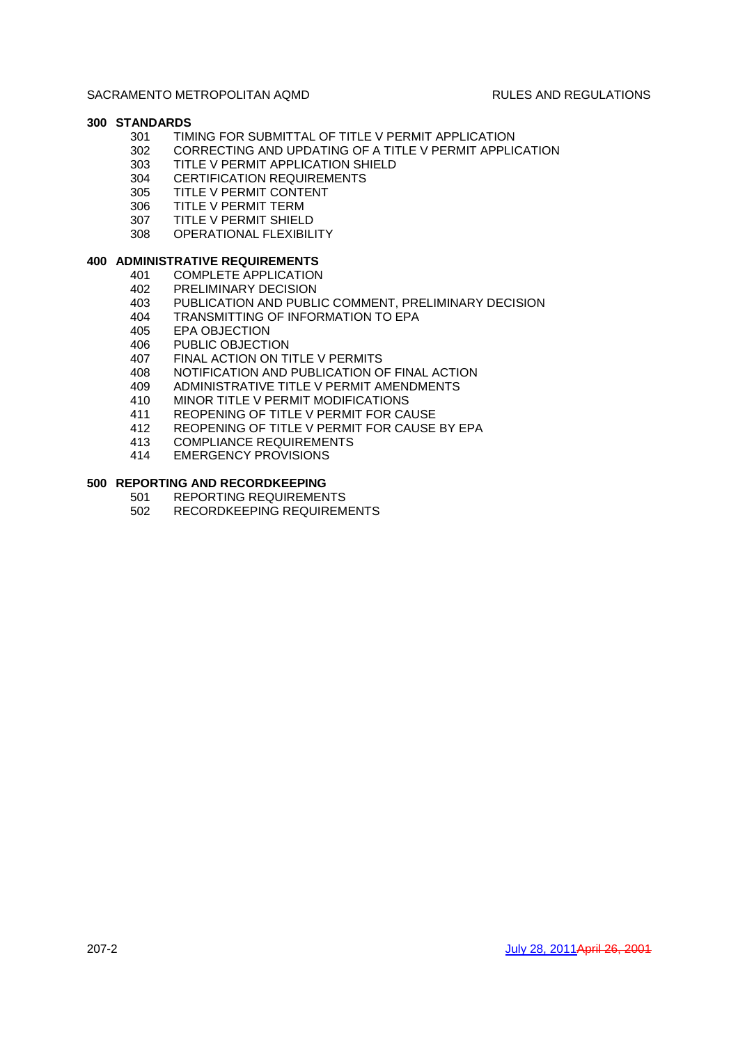**300 STANDARDS**

- 301 TIMING FOR SUBMITTAL OF TITLE V PERMIT APPLICATION
- 302 CORRECTING AND UPDATING OF A TITLE V PERMIT APPLICATION
- 303 TITLE V PERMIT APPLICATION SHIELD
- 304 CERTIFICATION REQUIREMENTS
- 305 TITLE V PERMIT CONTENT
- 306 TITLE V PERMIT TERM
- 307 TITLE V PERMIT SHIELD
- 308 OPERATIONAL FLEXIBILITY

**400 ADMINISTRATIVE REQUIREMENTS**

- 401 COMPLETE APPLICATION
- 402 PRELIMINARY DECISION
- 403 PUBLICATION AND PUBLIC COMMENT, PRELIMINARY DECISION
- 404 TRANSMITTING OF INFORMATION TO EPA
- 405 EPA OBJECTION
- 406 PUBLIC OBJECTION
- 407 FINAL ACTION ON TITLE V PERMITS
- 408 NOTIFICATION AND PUBLICATION OF FINAL ACTION
- 409 ADMINISTRATIVE TITLE V PERMIT AMENDMENTS
- 410 MINOR TITLE V PERMIT MODIFICATIONS
- 411 REOPENING OF TITLE V PERMIT FOR CAUSE
- 412 REOPENING OF TITLE V PERMIT FOR CAUSE BY EPA
- 413 COMPLIANCE REQUIREMENTS
- 414 EMERGENCY PROVISIONS

**500 REPORTING AND RECORDKEEPING**

- 501 REPORTING REQUIREMENTS
- 502 RECORDKEEPING REQUIREMENTS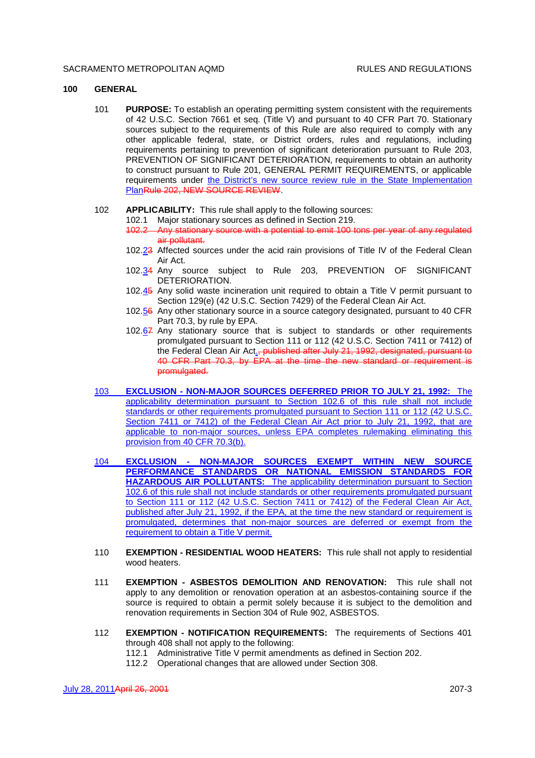## 100 GENERAL

101 **PURPOSE:** To establish an operating permitting system consistent with the requirements of 42 U.S.C. Section 7661 et seq. (Title V) and pursuant to 40 CFR Part 70. Stationary sources subject to the requirements of this Rule are also required to comply with any other applicable federal, state, or District orders, rules and regulations, including requirements pertaining to prevention of significant deterioration pursuant to Rule 203, PREVENTION OF SIGNIFICANT DETERIORATION, requirements to obtain an authority to construct pursuant to Rule 201, GENERAL PERMIT REQUIREMENTS, or applicable requirements under the District's new source review rule in the State Implementation Plan~~Rule 202, NEW SOURCE REVIEW~~.

102 **APPLICABILITY:** This rule shall apply to the following sources:

- 102.1 Major stationary sources as defined in Section 219.
- ~~102.2 Any stationary source with a potential to emit 100 tons per year of any regulated air pollutant.~~
- 102.2~~3~~ Affected sources under the acid rain provisions of Title IV of the Federal Clean Air Act.
- 102.3~~4~~ Any source subject to Rule 203, PREVENTION OF SIGNIFICANT DETERIORATION.
- 102.4~~5~~ Any solid waste incineration unit required to obtain a Title V permit pursuant to Section 129(e) (42 U.S.C. Section 7429) of the Federal Clean Air Act.
- 102.5~~6~~ Any other stationary source in a source category designated, pursuant to 40 CFR Part 70.3, by rule by EPA.
- 102.6~~7~~ Any stationary source that is subject to standards or other requirements promulgated pursuant to Section 111 or 112 (42 U.S.C. Section 7411 or 7412) of the Federal Clean Air Act.~~, published after July 21, 1992, designated, pursuant to 40 CFR Part 70.3, by EPA at the time the new standard or requirement is promulgated.~~

103 **EXCLUSION - NON-MAJOR SOURCES DEFERRED PRIOR TO JULY 21, 1992:** The applicability determination pursuant to Section 102.6 of this rule shall not include standards or other requirements promulgated pursuant to Section 111 or 112 (42 U.S.C. Section 7411 or 7412) of the Federal Clean Air Act prior to July 21, 1992, that are applicable to non-major sources, unless EPA completes rulemaking eliminating this provision from 40 CFR 70.3(b).

104 **EXCLUSION - NON-MAJOR SOURCES EXEMPT WITHIN NEW SOURCE PERFORMANCE STANDARDS OR NATIONAL EMISSION STANDARDS FOR HAZARDOUS AIR POLLUTANTS:** The applicability determination pursuant to Section 102.6 of this rule shall not include standards or other requirements promulgated pursuant to Section 111 or 112 (42 U.S.C. Section 7411 or 7412) of the Federal Clean Air Act, published after July 21, 1992, if the EPA, at the time the new standard or requirement is promulgated, determines that non-major sources are deferred or exempt from the requirement to obtain a Title V permit.

110 **EXEMPTION - RESIDENTIAL WOOD HEATERS:** This rule shall not apply to residential wood heaters.

111 **EXEMPTION - ASBESTOS DEMOLITION AND RENOVATION:** This rule shall not apply to any demolition or renovation operation at an asbestos-containing source if the source is required to obtain a permit solely because it is subject to the demolition and renovation requirements in Section 304 of Rule 902, ASBESTOS.

112 **EXEMPTION - NOTIFICATION REQUIREMENTS:** The requirements of Sections 401 through 408 shall not apply to the following:

- 112.1 Administrative Title V permit amendments as defined in Section 202.
- 112.2 Operational changes that are allowed under Section 308.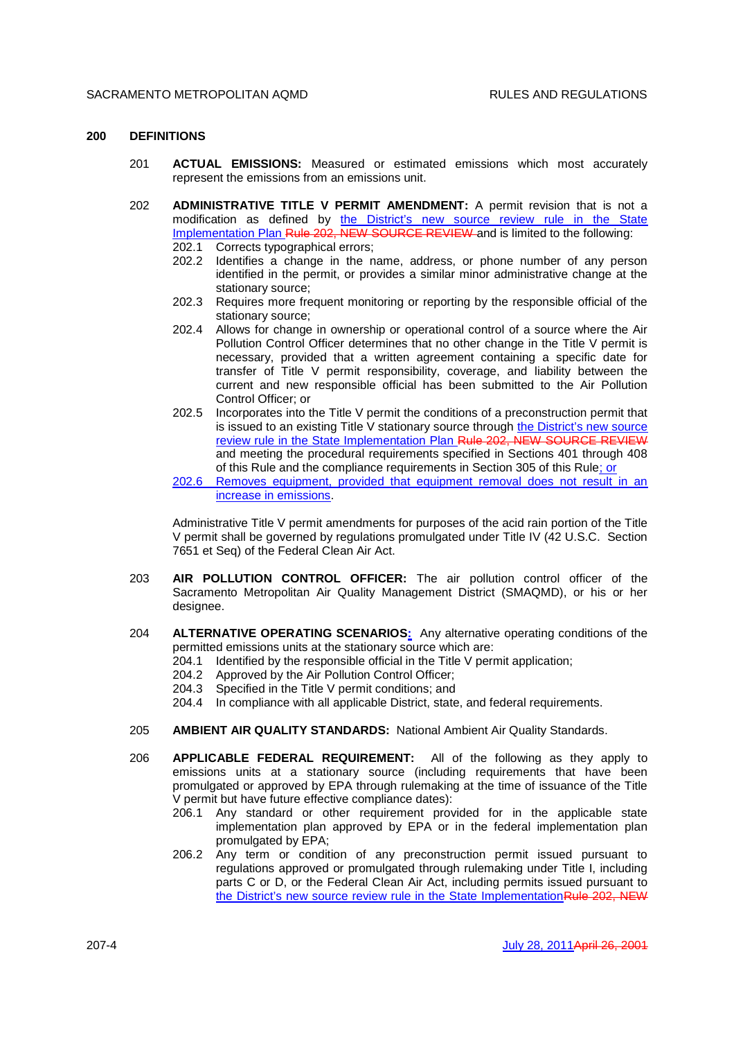## 200 DEFINITIONS

201 **ACTUAL EMISSIONS:** Measured or estimated emissions which most accurately represent the emissions from an emissions unit.

202 **ADMINISTRATIVE TITLE V PERMIT AMENDMENT:** A permit revision that is not a modification as defined by the District's new source review rule in the State Implementation Plan ~~Rule 202, NEW SOURCE REVIEW~~ and is limited to the following:

- 202.1 Corrects typographical errors;
- 202.2 Identifies a change in the name, address, or phone number of any person identified in the permit, or provides a similar minor administrative change at the stationary source;
- 202.3 Requires more frequent monitoring or reporting by the responsible official of the stationary source;
- 202.4 Allows for change in ownership or operational control of a source where the Air Pollution Control Officer determines that no other change in the Title V permit is necessary, provided that a written agreement containing a specific date for transfer of Title V permit responsibility, coverage, and liability between the current and new responsible official has been submitted to the Air Pollution Control Officer; or
- 202.5 Incorporates into the Title V permit the conditions of a preconstruction permit that is issued to an existing Title V stationary source through the District's new source review rule in the State Implementation Plan ~~Rule 202, NEW SOURCE REVIEW~~ and meeting the procedural requirements specified in Sections 401 through 408 of this Rule and the compliance requirements in Section 305 of this Rule; or
- 202.6 Removes equipment, provided that equipment removal does not result in an increase in emissions.

Administrative Title V permit amendments for purposes of the acid rain portion of the Title V permit shall be governed by regulations promulgated under Title IV (42 U.S.C. Section 7651 et Seq) of the Federal Clean Air Act.

203 **AIR POLLUTION CONTROL OFFICER:** The air pollution control officer of the Sacramento Metropolitan Air Quality Management District (SMAQMD), or his or her designee.

204 **ALTERNATIVE OPERATING SCENARIOS:** Any alternative operating conditions of the permitted emissions units at the stationary source which are:

- 204.1 Identified by the responsible official in the Title V permit application;
- 204.2 Approved by the Air Pollution Control Officer;
- 204.3 Specified in the Title V permit conditions; and
- 204.4 In compliance with all applicable District, state, and federal requirements.

205 **AMBIENT AIR QUALITY STANDARDS:** National Ambient Air Quality Standards.

206 **APPLICABLE FEDERAL REQUIREMENT:** All of the following as they apply to emissions units at a stationary source (including requirements that have been promulgated or approved by EPA through rulemaking at the time of issuance of the Title V permit but have future effective compliance dates):

- 206.1 Any standard or other requirement provided for in the applicable state implementation plan approved by EPA or in the federal implementation plan promulgated by EPA;
- 206.2 Any term or condition of any preconstruction permit issued pursuant to regulations approved or promulgated through rulemaking under Title I, including parts C or D, or the Federal Clean Air Act, including permits issued pursuant to the District's new source review rule in the State Implementation~~Rule 202, NEW~~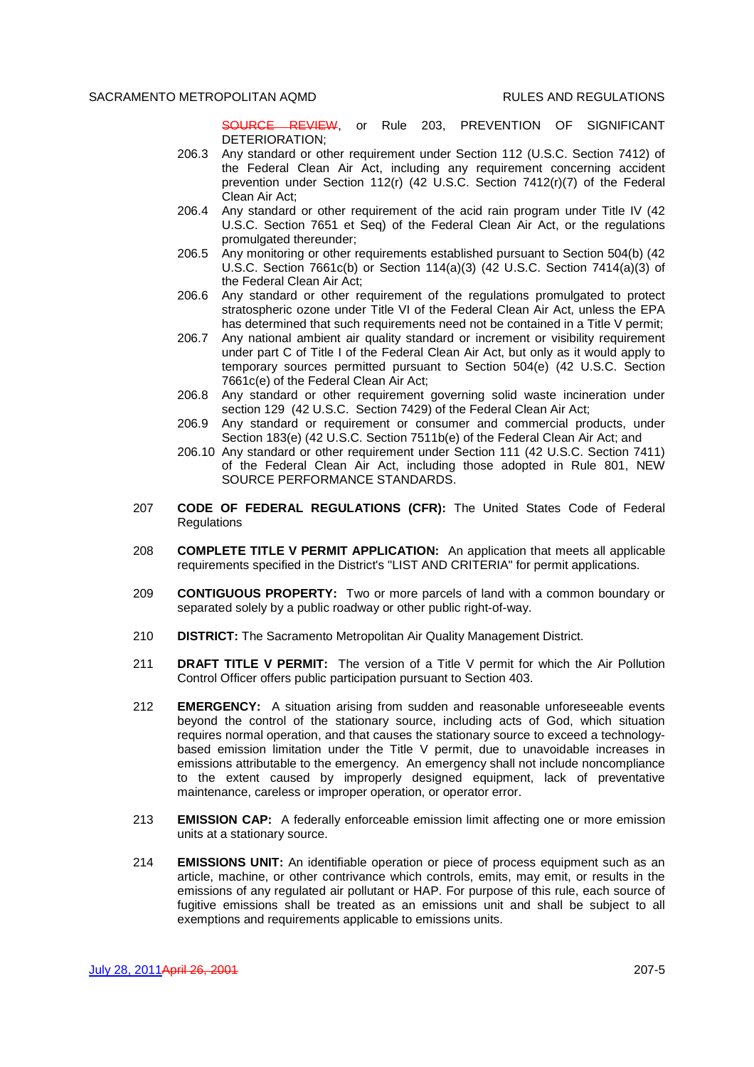SOURCE REVIEW, or Rule 203, PREVENTION OF SIGNIFICANT DETERIORATION;

206.3 Any standard or other requirement under Section 112 (U.S.C. Section 7412) of the Federal Clean Air Act, including any requirement concerning accident prevention under Section 112(r) (42 U.S.C. Section 7412(r)(7) of the Federal Clean Air Act;

206.4 Any standard or other requirement of the acid rain program under Title IV (42 U.S.C. Section 7651 et Seq) of the Federal Clean Air Act, or the regulations promulgated thereunder;

206.5 Any monitoring or other requirements established pursuant to Section 504(b) (42 U.S.C. Section 7661c(b) or Section 114(a)(3) (42 U.S.C. Section 7414(a)(3) of the Federal Clean Air Act;

206.6 Any standard or other requirement of the regulations promulgated to protect stratospheric ozone under Title VI of the Federal Clean Air Act, unless the EPA has determined that such requirements need not be contained in a Title V permit;

206.7 Any national ambient air quality standard or increment or visibility requirement under part C of Title I of the Federal Clean Air Act, but only as it would apply to temporary sources permitted pursuant to Section 504(e) (42 U.S.C. Section 7661c(e) of the Federal Clean Air Act;

206.8 Any standard or other requirement governing solid waste incineration under section 129 (42 U.S.C. Section 7429) of the Federal Clean Air Act;

206.9 Any standard or requirement or consumer and commercial products, under Section 183(e) (42 U.S.C. Section 7511b(e) of the Federal Clean Air Act; and

206.10 Any standard or other requirement under Section 111 (42 U.S.C. Section 7411) of the Federal Clean Air Act, including those adopted in Rule 801, NEW SOURCE PERFORMANCE STANDARDS.

207 **CODE OF FEDERAL REGULATIONS (CFR):** The United States Code of Federal Regulations

208 **COMPLETE TITLE V PERMIT APPLICATION:** An application that meets all applicable requirements specified in the District's "LIST AND CRITERIA" for permit applications.

209 **CONTIGUOUS PROPERTY:** Two or more parcels of land with a common boundary or separated solely by a public roadway or other public right-of-way.

210 **DISTRICT:** The Sacramento Metropolitan Air Quality Management District.

211 **DRAFT TITLE V PERMIT:** The version of a Title V permit for which the Air Pollution Control Officer offers public participation pursuant to Section 403.

212 **EMERGENCY:** A situation arising from sudden and reasonable unforeseeable events beyond the control of the stationary source, including acts of God, which situation requires normal operation, and that causes the stationary source to exceed a technology-based emission limitation under the Title V permit, due to unavoidable increases in emissions attributable to the emergency. An emergency shall not include noncompliance to the extent caused by improperly designed equipment, lack of preventative maintenance, careless or improper operation, or operator error.

213 **EMISSION CAP:** A federally enforceable emission limit affecting one or more emission units at a stationary source.

214 **EMISSIONS UNIT:** An identifiable operation or piece of process equipment such as an article, machine, or other contrivance which controls, emits, may emit, or results in the emissions of any regulated air pollutant or HAP. For purpose of this rule, each source of fugitive emissions shall be treated as an emissions unit and shall be subject to all exemptions and requirements applicable to emissions units.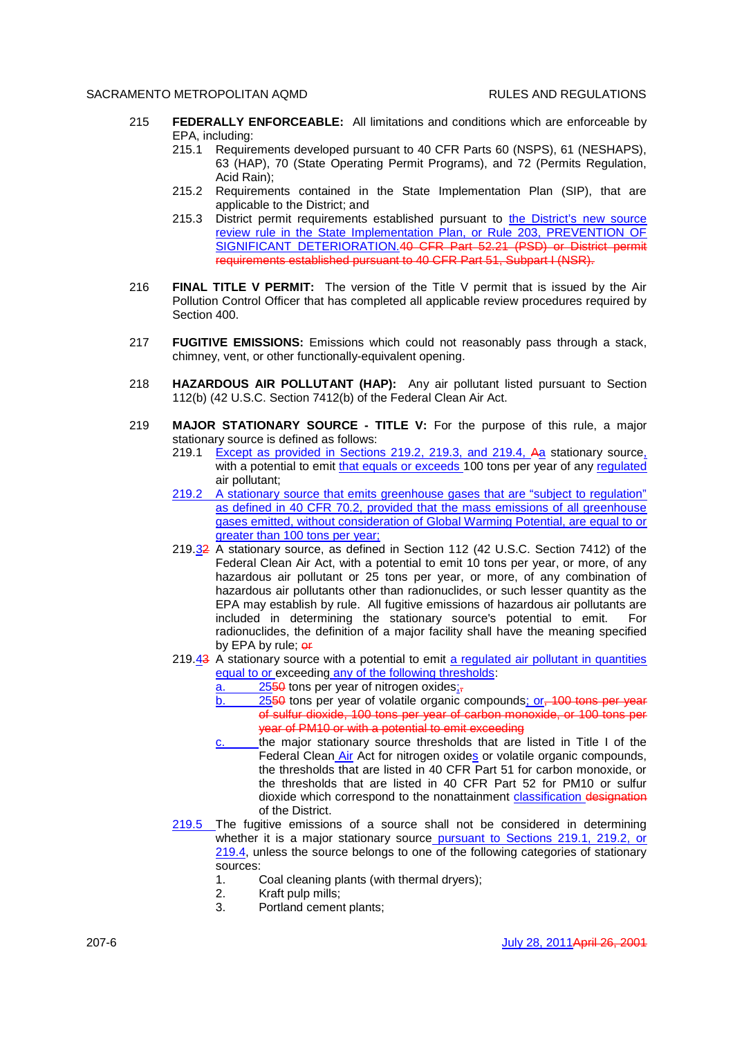215 **FEDERALLY ENFORCEABLE:** All limitations and conditions which are enforceable by EPA, including:

215.1 Requirements developed pursuant to 40 CFR Parts 60 (NSPS), 61 (NESHAPS), 63 (HAP), 70 (State Operating Permit Programs), and 72 (Permits Regulation, Acid Rain);

215.2 Requirements contained in the State Implementation Plan (SIP), that are applicable to the District; and

215.3 District permit requirements established pursuant to the District's new source review rule in the State Implementation Plan, or Rule 203, PREVENTION OF SIGNIFICANT DETERIORATION.~~40 CFR Part 52.21 (PSD) or District permit requirements established pursuant to 40 CFR Part 51, Subpart I (NSR).~~

216 **FINAL TITLE V PERMIT:** The version of the Title V permit that is issued by the Air Pollution Control Officer that has completed all applicable review procedures required by Section 400.

217 **FUGITIVE EMISSIONS:** Emissions which could not reasonably pass through a stack, chimney, vent, or other functionally-equivalent opening.

218 **HAZARDOUS AIR POLLUTANT (HAP):** Any air pollutant listed pursuant to Section 112(b) (42 U.S.C. Section 7412(b) of the Federal Clean Air Act.

219 **MAJOR STATIONARY SOURCE - TITLE V:** For the purpose of this rule, a major stationary source is defined as follows:

219.1 Except as provided in Sections 219.2, 219.3, and 219.4, ~~A~~a stationary source, with a potential to emit that equals or exceeds 100 tons per year of any regulated air pollutant;

219.2 A stationary source that emits greenhouse gases that are "subject to regulation" as defined in 40 CFR 70.2, provided that the mass emissions of all greenhouse gases emitted, without consideration of Global Warming Potential, are equal to or greater than 100 tons per year;

219.3~~2~~ A stationary source, as defined in Section 112 (42 U.S.C. Section 7412) of the Federal Clean Air Act, with a potential to emit 10 tons per year, or more, of any hazardous air pollutant or 25 tons per year, or more, of any combination of hazardous air pollutants other than radionuclides, or such lesser quantity as the EPA may establish by rule. All fugitive emissions of hazardous air pollutants are included in determining the stationary source's potential to emit. For radionuclides, the definition of a major facility shall have the meaning specified by EPA by rule; ~~or~~

219.4~~3~~ A stationary source with a potential to emit a regulated air pollutant in quantities equal to or exceeding any of the following thresholds:

a. 25~~50~~ tons per year of nitrogen oxides;~~,~~

b. 25~~50~~ tons per year of volatile organic compounds; or~~, 100 tons per year of sulfur dioxide, 100 tons per year of carbon monoxide, or 100 tons per year of PM10 or with a potential to emit exceeding~~

c. the major stationary source thresholds that are listed in Title I of the Federal Clean Air Act for nitrogen oxides or volatile organic compounds, the thresholds that are listed in 40 CFR Part 51 for carbon monoxide, or the thresholds that are listed in 40 CFR Part 52 for PM10 or sulfur dioxide which correspond to the nonattainment classification ~~designation~~ of the District.

219.5 The fugitive emissions of a source shall not be considered in determining whether it is a major stationary source pursuant to Sections 219.1, 219.2, or 219.4, unless the source belongs to one of the following categories of stationary sources:

1. Coal cleaning plants (with thermal dryers);
2. Kraft pulp mills;
3. Portland cement plants;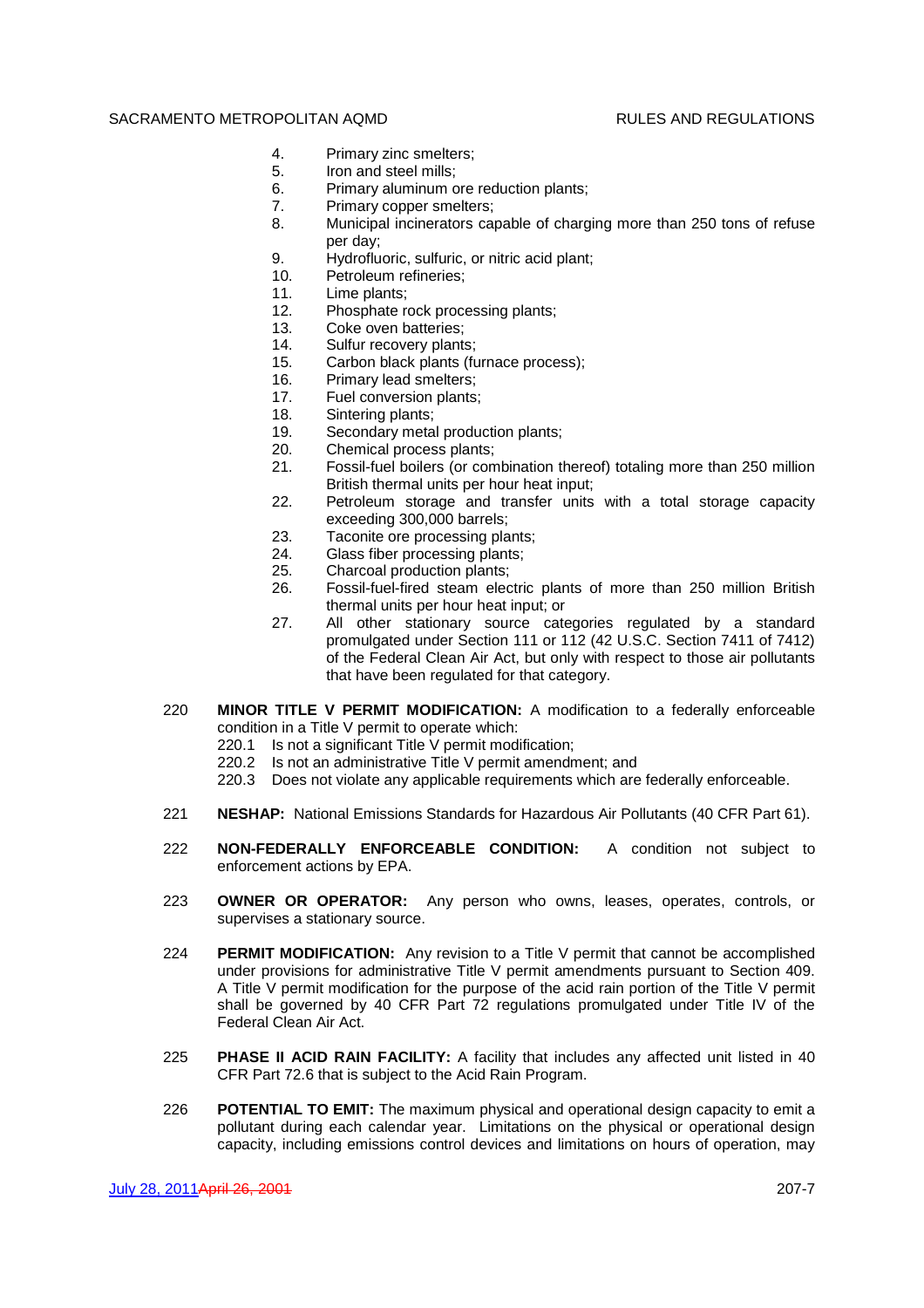4. Primary zinc smelters;
5. Iron and steel mills;
6. Primary aluminum ore reduction plants;
7. Primary copper smelters;
8. Municipal incinerators capable of charging more than 250 tons of refuse per day;
9. Hydrofluoric, sulfuric, or nitric acid plant;
10. Petroleum refineries;
11. Lime plants;
12. Phosphate rock processing plants;
13. Coke oven batteries;
14. Sulfur recovery plants;
15. Carbon black plants (furnace process);
16. Primary lead smelters;
17. Fuel conversion plants;
18. Sintering plants;
19. Secondary metal production plants;
20. Chemical process plants;
21. Fossil-fuel boilers (or combination thereof) totaling more than 250 million British thermal units per hour heat input;
22. Petroleum storage and transfer units with a total storage capacity exceeding 300,000 barrels;
23. Taconite ore processing plants;
24. Glass fiber processing plants;
25. Charcoal production plants;
26. Fossil-fuel-fired steam electric plants of more than 250 million British thermal units per hour heat input; or
27. All other stationary source categories regulated by a standard promulgated under Section 111 or 112 (42 U.S.C. Section 7411 of 7412) of the Federal Clean Air Act, but only with respect to those air pollutants that have been regulated for that category.

220 **MINOR TITLE V PERMIT MODIFICATION:** A modification to a federally enforceable condition in a Title V permit to operate which:

220.1 Is not a significant Title V permit modification;

220.2 Is not an administrative Title V permit amendment; and

220.3 Does not violate any applicable requirements which are federally enforceable.

221 **NESHAP:** National Emissions Standards for Hazardous Air Pollutants (40 CFR Part 61).

222 **NON-FEDERALLY ENFORCEABLE CONDITION:** A condition not subject to enforcement actions by EPA.

223 **OWNER OR OPERATOR:** Any person who owns, leases, operates, controls, or supervises a stationary source.

224 **PERMIT MODIFICATION:** Any revision to a Title V permit that cannot be accomplished under provisions for administrative Title V permit amendments pursuant to Section 409. A Title V permit modification for the purpose of the acid rain portion of the Title V permit shall be governed by 40 CFR Part 72 regulations promulgated under Title IV of the Federal Clean Air Act.

225 **PHASE II ACID RAIN FACILITY:** A facility that includes any affected unit listed in 40 CFR Part 72.6 that is subject to the Acid Rain Program.

226 **POTENTIAL TO EMIT:** The maximum physical and operational design capacity to emit a pollutant during each calendar year. Limitations on the physical or operational design capacity, including emissions control devices and limitations on hours of operation, may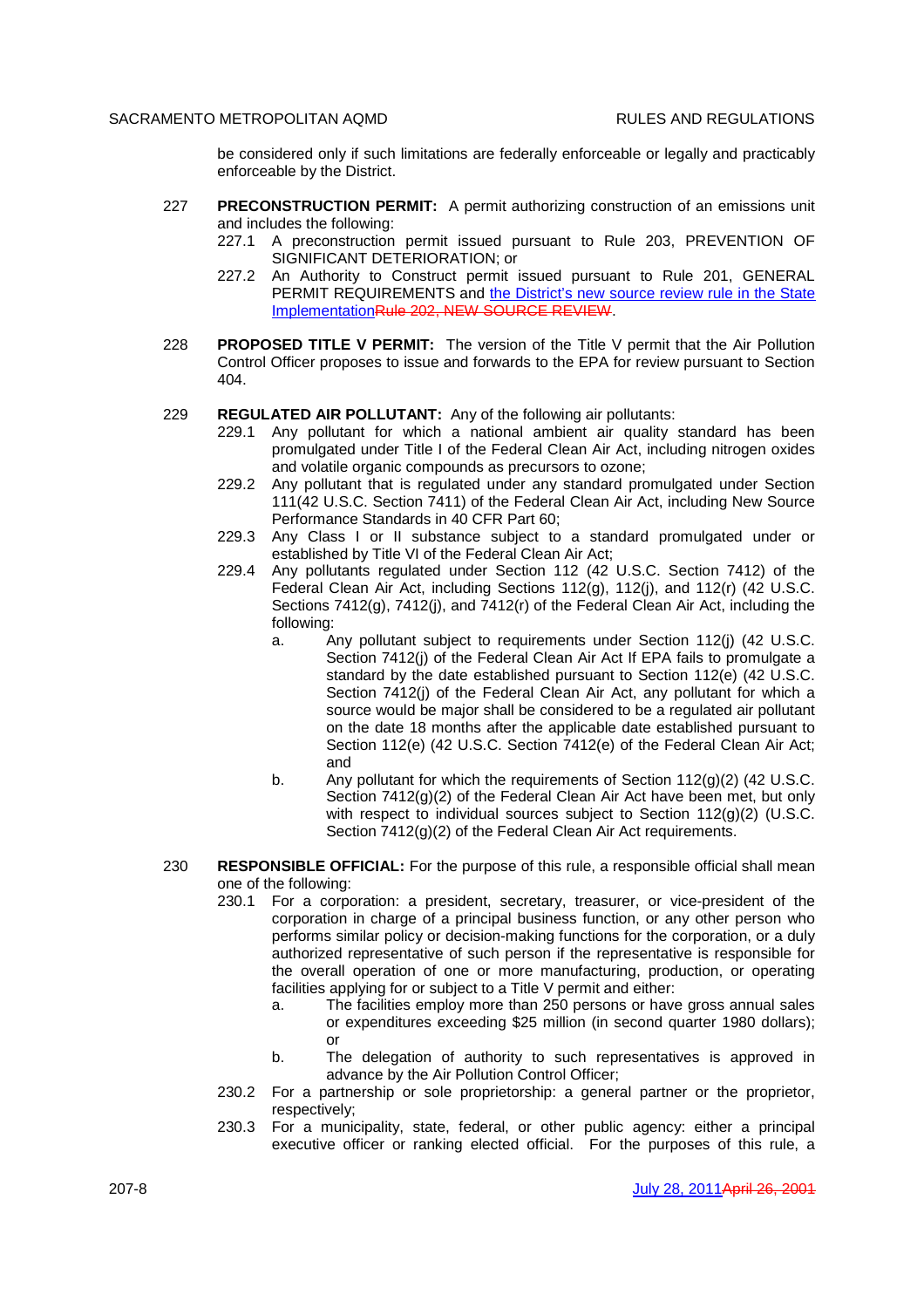be considered only if such limitations are federally enforceable or legally and practically enforceable by the District.

227 **PRECONSTRUCTION PERMIT:** A permit authorizing construction of an emissions unit and includes the following:

227.1 A preconstruction permit issued pursuant to Rule 203, PREVENTION OF SIGNIFICANT DETERIORATION; or

227.2 An Authority to Construct permit issued pursuant to Rule 201, GENERAL PERMIT REQUIREMENTS and the District's new source review rule in the State ImplementationRule 202, NEW SOURCE REVIEW.

228 **PROPOSED TITLE V PERMIT:** The version of the Title V permit that the Air Pollution Control Officer proposes to issue and forwards to the EPA for review pursuant to Section 404.

229 **REGULATED AIR POLLUTANT:** Any of the following air pollutants:

229.1 Any pollutant for which a national ambient air quality standard has been promulgated under Title I of the Federal Clean Air Act, including nitrogen oxides and volatile organic compounds as precursors to ozone;

229.2 Any pollutant that is regulated under any standard promulgated under Section 111(42 U.S.C. Section 7411) of the Federal Clean Air Act, including New Source Performance Standards in 40 CFR Part 60;

229.3 Any Class I or II substance subject to a standard promulgated under or established by Title VI of the Federal Clean Air Act;

229.4 Any pollutants regulated under Section 112 (42 U.S.C. Section 7412) of the Federal Clean Air Act, including Sections 112(g), 112(j), and 112(r) (42 U.S.C. Sections 7412(g), 7412(j), and 7412(r) of the Federal Clean Air Act, including the following:

a. Any pollutant subject to requirements under Section 112(j) (42 U.S.C. Section 7412(j) of the Federal Clean Air Act If EPA fails to promulgate a standard by the date established pursuant to Section 112(e) (42 U.S.C. Section 7412(j) of the Federal Clean Air Act, any pollutant for which a source would be major shall be considered to be a regulated air pollutant on the date 18 months after the applicable date established pursuant to Section 112(e) (42 U.S.C. Section 7412(e) of the Federal Clean Air Act; and

b. Any pollutant for which the requirements of Section 112(g)(2) (42 U.S.C. Section 7412(g)(2) of the Federal Clean Air Act have been met, but only with respect to individual sources subject to Section 112(g)(2) (U.S.C. Section 7412(g)(2) of the Federal Clean Air Act requirements.

230 **RESPONSIBLE OFFICIAL:** For the purpose of this rule, a responsible official shall mean one of the following:

230.1 For a corporation: a president, secretary, treasurer, or vice-president of the corporation in charge of a principal business function, or any other person who performs similar policy or decision-making functions for the corporation, or a duly authorized representative of such person if the representative is responsible for the overall operation of one or more manufacturing, production, or operating facilities applying for or subject to a Title V permit and either:

a. The facilities employ more than 250 persons or have gross annual sales or expenditures exceeding $25 million (in second quarter 1980 dollars); or

b. The delegation of authority to such representatives is approved in advance by the Air Pollution Control Officer;

230.2 For a partnership or sole proprietorship: a general partner or the proprietor, respectively;

230.3 For a municipality, state, federal, or other public agency: either a principal executive officer or ranking elected official. For the purposes of this rule, a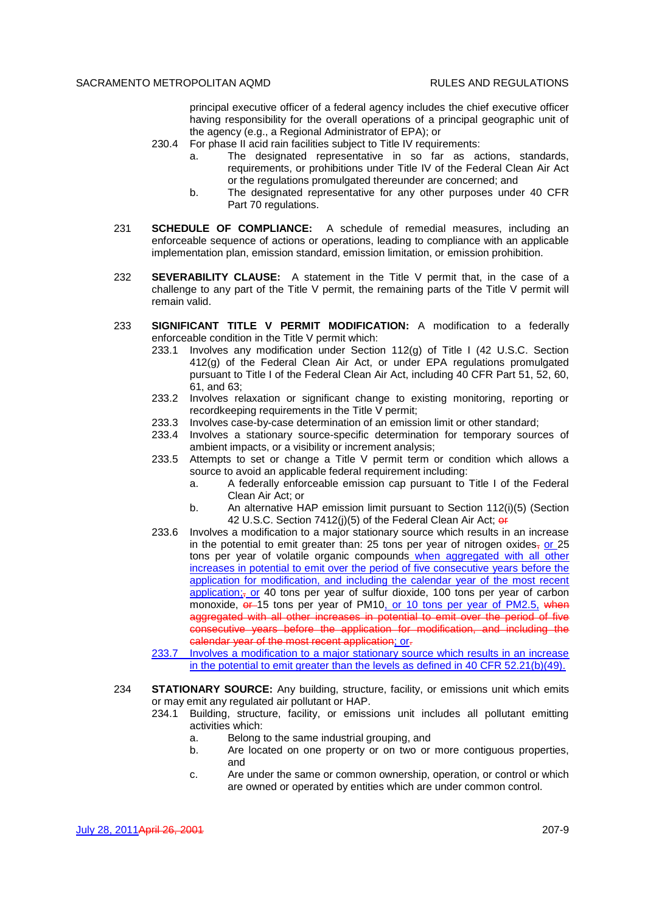principal executive officer of a federal agency includes the chief executive officer having responsibility for the overall operations of a principal geographic unit of the agency (e.g., a Regional Administrator of EPA); or

230.4 For phase II acid rain facilities subject to Title IV requirements:

a. The designated representative in so far as actions, standards, requirements, or prohibitions under Title IV of the Federal Clean Air Act or the regulations promulgated thereunder are concerned; and

b. The designated representative for any other purposes under 40 CFR Part 70 regulations.

231 **SCHEDULE OF COMPLIANCE:** A schedule of remedial measures, including an enforceable sequence of actions or operations, leading to compliance with an applicable implementation plan, emission standard, emission limitation, or emission prohibition.

232 **SEVERABILITY CLAUSE:** A statement in the Title V permit that, in the case of a challenge to any part of the Title V permit, the remaining parts of the Title V permit will remain valid.

233 **SIGNIFICANT TITLE V PERMIT MODIFICATION:** A modification to a federally enforceable condition in the Title V permit which:

233.1 Involves any modification under Section 112(g) of Title I (42 U.S.C. Section 412(g) of the Federal Clean Air Act, or under EPA regulations promulgated pursuant to Title I of the Federal Clean Air Act, including 40 CFR Part 51, 52, 60, 61, and 63;

233.2 Involves relaxation or significant change to existing monitoring, reporting or recordkeeping requirements in the Title V permit;

233.3 Involves case-by-case determination of an emission limit or other standard;

233.4 Involves a stationary source-specific determination for temporary sources of ambient impacts, or a visibility or increment analysis;

233.5 Attempts to set or change a Title V permit term or condition which allows a source to avoid an applicable federal requirement including:

a. A federally enforceable emission cap pursuant to Title I of the Federal Clean Air Act; or

b. An alternative HAP emission limit pursuant to Section 112(i)(5) (Section 42 U.S.C. Section 7412(j)(5) of the Federal Clean Air Act; ~~or~~

233.6 Involves a modification to a major stationary source which results in an increase in the potential to emit greater than: 25 tons per year of nitrogen oxides~~,~~ or 25 tons per year of volatile organic compounds when aggregated with all other increases in potential to emit over the period of five consecutive years before the application for modification, and including the calendar year of the most recent application;~~,~~ or 40 tons per year of sulfur dioxide, 100 tons per year of carbon monoxide, ~~or~~ 15 tons per year of PM10, or 10 tons per year of PM2.5, ~~when aggregated with all other increases in potential to emit over the period of five consecutive years before the application for modification, and including the calendar year of the most recent application~~; or~~.~~

233.7 Involves a modification to a major stationary source which results in an increase in the potential to emit greater than the levels as defined in 40 CFR 52.21(b)(49).

234 **STATIONARY SOURCE:** Any building, structure, facility, or emissions unit which emits or may emit any regulated air pollutant or HAP.

234.1 Building, structure, facility, or emissions unit includes all pollutant emitting activities which:

a. Belong to the same industrial grouping, and

b. Are located on one property or on two or more contiguous properties, and

c. Are under the same or common ownership, operation, or control or which are owned or operated by entities which are under common control.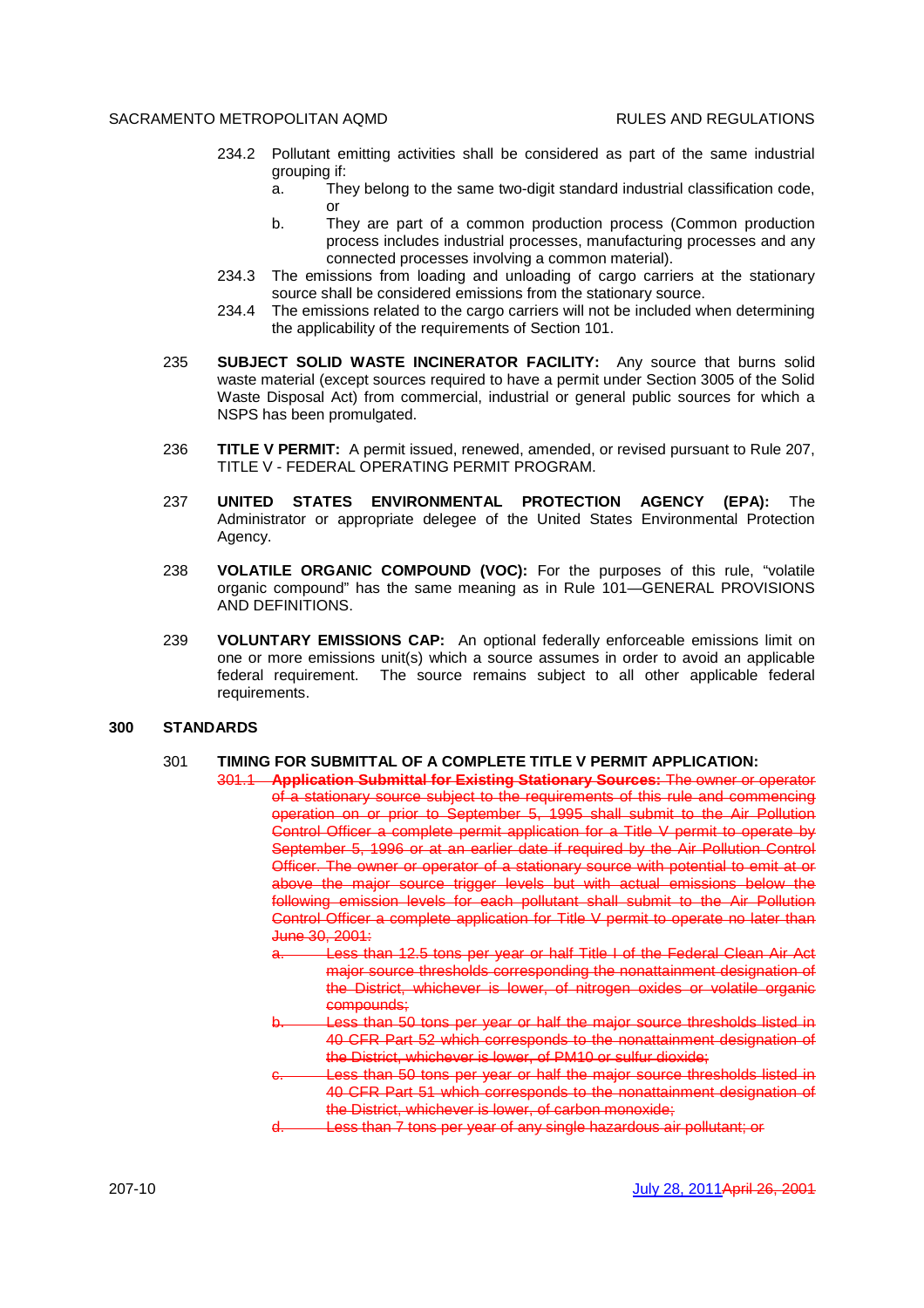234.2 Pollutant emitting activities shall be considered as part of the same industrial grouping if:

a. They belong to the same two-digit standard industrial classification code, or

b. They are part of a common production process (Common production process includes industrial processes, manufacturing processes and any connected processes involving a common material).

234.3 The emissions from loading and unloading of cargo carriers at the stationary source shall be considered emissions from the stationary source.

234.4 The emissions related to the cargo carriers will not be included when determining the applicability of the requirements of Section 101.

235 **SUBJECT SOLID WASTE INCINERATOR FACILITY:** Any source that burns solid waste material (except sources required to have a permit under Section 3005 of the Solid Waste Disposal Act) from commercial, industrial or general public sources for which a NSPS has been promulgated.

236 **TITLE V PERMIT:** A permit issued, renewed, amended, or revised pursuant to Rule 207, TITLE V - FEDERAL OPERATING PERMIT PROGRAM.

237 **UNITED STATES ENVIRONMENTAL PROTECTION AGENCY (EPA):** The Administrator or appropriate delegee of the United States Environmental Protection Agency.

238 **VOLATILE ORGANIC COMPOUND (VOC):** For the purposes of this rule, "volatile organic compound" has the same meaning as in Rule 101—GENERAL PROVISIONS AND DEFINITIONS.

239 **VOLUNTARY EMISSIONS CAP:** An optional federally enforceable emissions limit on one or more emissions unit(s) which a source assumes in order to avoid an applicable federal requirement. The source remains subject to all other applicable federal requirements.

## 300 STANDARDS

301 **TIMING FOR SUBMITTAL OF A COMPLETE TITLE V PERMIT APPLICATION:**

~~301.1 **Application Submittal for Existing Stationary Sources:** The owner or operator of a stationary source subject to the requirements of this rule and commencing operation on or prior to September 5, 1995 shall submit to the Air Pollution Control Officer a complete permit application for a Title V permit to operate by September 5, 1996 or at an earlier date if required by the Air Pollution Control Officer. The owner or operator of a stationary source with potential to emit at or above the major source trigger levels but with actual emissions below the following emission levels for each pollutant shall submit to the Air Pollution Control Officer a complete application for Title V permit to operate no later than June 30, 2001:~~

~~a. Less than 12.5 tons per year or half Title I of the Federal Clean Air Act major source thresholds corresponding the nonattainment designation of the District, whichever is lower, of nitrogen oxides or volatile organic compounds;~~

~~b. Less than 50 tons per year or half the major source thresholds listed in 40 CFR Part 52 which corresponds to the nonattainment designation of the District, whichever is lower, of PM10 or sulfur dioxide;~~

~~c. Less than 50 tons per year or half the major source thresholds listed in 40 CFR Part 51 which corresponds to the nonattainment designation of the District, whichever is lower, of carbon monoxide;~~

~~d. Less than 7 tons per year of any single hazardous air pollutant; or~~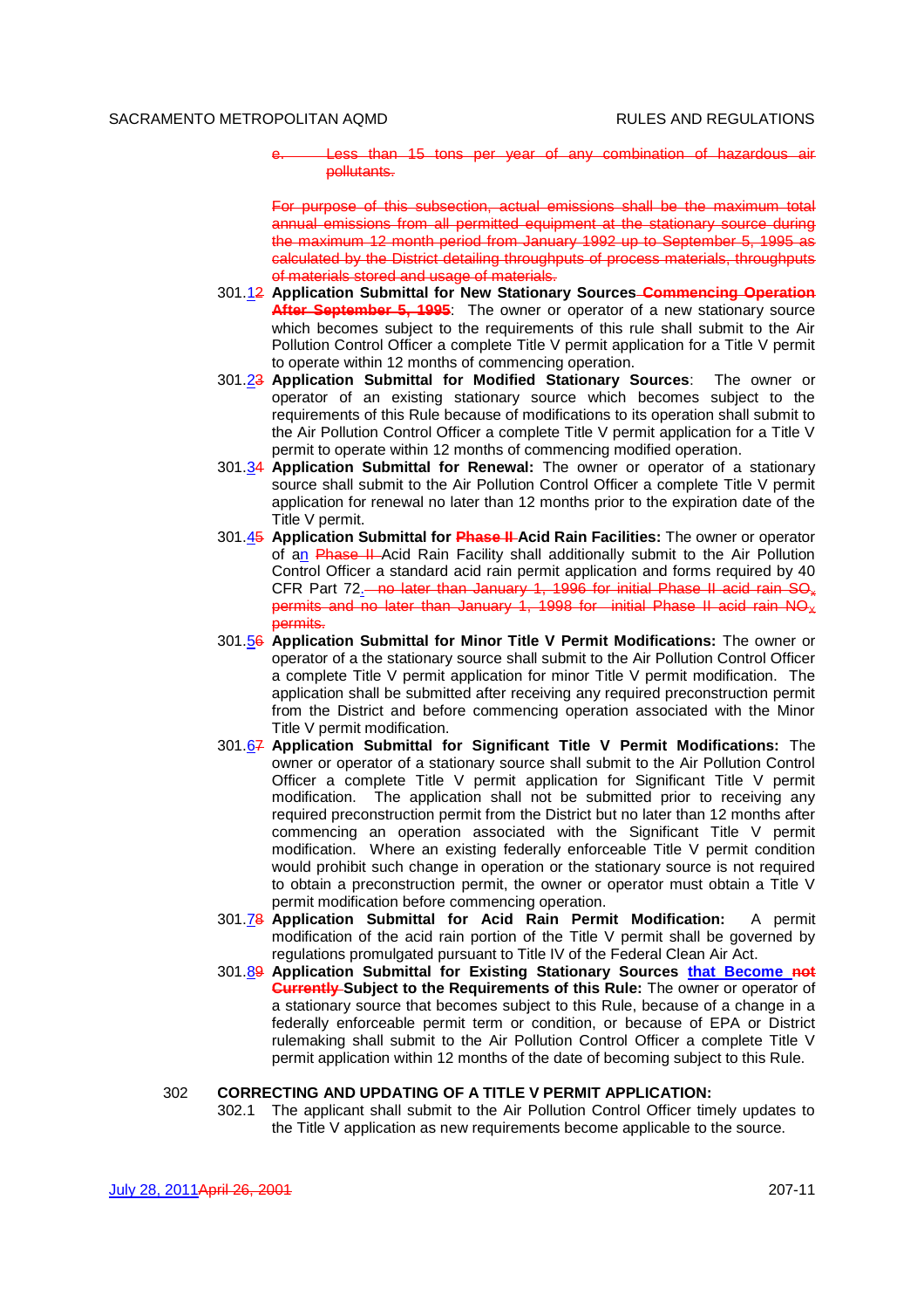e. ~~Less than 15 tons per year of any combination of hazardous air pollutants.~~

~~For purpose of this subsection, actual emissions shall be the maximum total annual emissions from all permitted equipment at the stationary source during the maximum 12 month period from January 1992 up to September 5, 1995 as calculated by the District detailing throughputs of process materials, throughputs of materials stored and usage of materials.~~

301.1~~2~~ **Application Submittal for New Stationary Sources ~~Commencing Operation After September 5, 1995~~**: The owner or operator of a new stationary source which becomes subject to the requirements of this rule shall submit to the Air Pollution Control Officer a complete Title V permit application for a Title V permit to operate within 12 months of commencing operation.

301.2~~3~~ **Application Submittal for Modified Stationary Sources**: The owner or operator of an existing stationary source which becomes subject to the requirements of this Rule because of modifications to its operation shall submit to the Air Pollution Control Officer a complete Title V permit application for a Title V permit to operate within 12 months of commencing modified operation.

301.3~~4~~ **Application Submittal for Renewal:** The owner or operator of a stationary source shall submit to the Air Pollution Control Officer a complete Title V permit application for renewal no later than 12 months prior to the expiration date of the Title V permit.

301.4~~5~~ **Application Submittal for ~~Phase II~~ Acid Rain Facilities:** The owner or operator of an ~~Phase II~~ Acid Rain Facility shall additionally submit to the Air Pollution Control Officer a standard acid rain permit application and forms required by 40 CFR Part 72.~~, no later than January 1, 1996 for initial Phase II acid rain $SO_x$ permits and no later than January 1, 1998 for initial Phase II acid rain $NO_x$ permits.~~

301.5~~6~~ **Application Submittal for Minor Title V Permit Modifications:** The owner or operator of a the stationary source shall submit to the Air Pollution Control Officer a complete Title V permit application for minor Title V permit modification. The application shall be submitted after receiving any required preconstruction permit from the District and before commencing operation associated with the Minor Title V permit modification.

301.6~~7~~ **Application Submittal for Significant Title V Permit Modifications:** The owner or operator of a stationary source shall submit to the Air Pollution Control Officer a complete Title V permit application for Significant Title V permit modification. The application shall not be submitted prior to receiving any required preconstruction permit from the District but no later than 12 months after commencing an operation associated with the Significant Title V permit modification. Where an existing federally enforceable Title V permit condition would prohibit such change in operation or the stationary source is not required to obtain a preconstruction permit, the owner or operator must obtain a Title V permit modification before commencing operation.

301.7~~8~~ **Application Submittal for Acid Rain Permit Modification:** A permit modification of the acid rain portion of the Title V permit shall be governed by regulations promulgated pursuant to Title IV of the Federal Clean Air Act.

301.8~~9~~ **Application Submittal for Existing Stationary Sources that Become ~~not Currently~~ Subject to the Requirements of this Rule:** The owner or operator of a stationary source that becomes subject to this Rule, because of a change in a federally enforceable permit term or condition, or because of EPA or District rulemaking shall submit to the Air Pollution Control Officer a complete Title V permit application within 12 months of the date of becoming subject to this Rule.

302 **CORRECTING AND UPDATING OF A TITLE V PERMIT APPLICATION:**

302.1 The applicant shall submit to the Air Pollution Control Officer timely updates to the Title V application as new requirements become applicable to the source.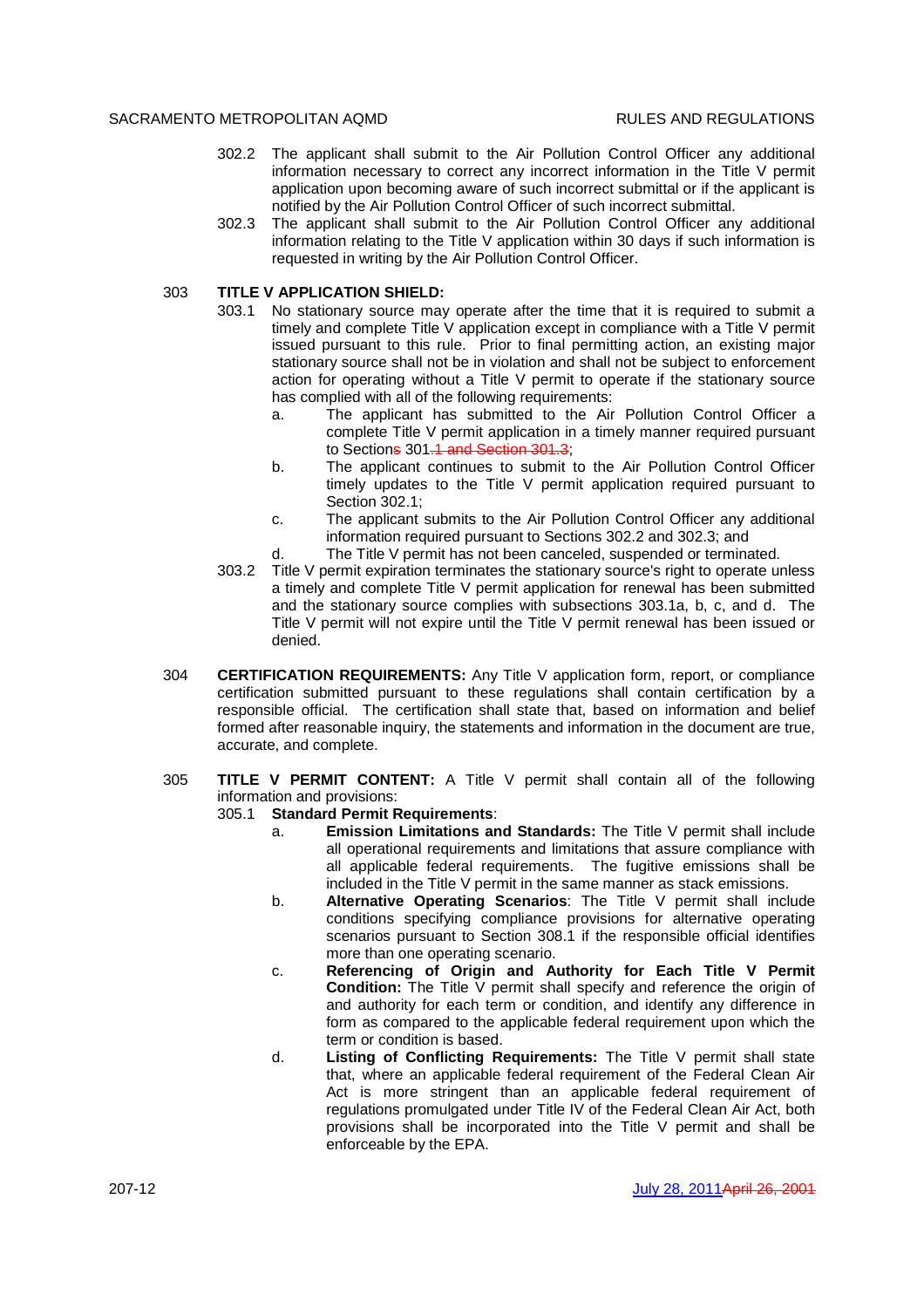302.2 The applicant shall submit to the Air Pollution Control Officer any additional information necessary to correct any incorrect information in the Title V permit application upon becoming aware of such incorrect submittal or if the applicant is notified by the Air Pollution Control Officer of such incorrect submittal.

302.3 The applicant shall submit to the Air Pollution Control Officer any additional information relating to the Title V application within 30 days if such information is requested in writing by the Air Pollution Control Officer.

303 **TITLE V APPLICATION SHIELD:**

303.1 No stationary source may operate after the time that it is required to submit a timely and complete Title V application except in compliance with a Title V permit issued pursuant to this rule. Prior to final permitting action, an existing major stationary source shall not be in violation and shall not be subject to enforcement action for operating without a Title V permit to operate if the stationary source has complied with all of the following requirements:

a. The applicant has submitted to the Air Pollution Control Officer a complete Title V permit application in a timely manner required pursuant to Sections 301~~.1 and Section 301.3~~;

b. The applicant continues to submit to the Air Pollution Control Officer timely updates to the Title V permit application required pursuant to Section 302.1;

c. The applicant submits to the Air Pollution Control Officer any additional information required pursuant to Sections 302.2 and 302.3; and

d. The Title V permit has not been canceled, suspended or terminated.

303.2 Title V permit expiration terminates the stationary source's right to operate unless a timely and complete Title V permit application for renewal has been submitted and the stationary source complies with subsections 303.1a, b, c, and d. The Title V permit will not expire until the Title V permit renewal has been issued or denied.

304 **CERTIFICATION REQUIREMENTS:** Any Title V application form, report, or compliance certification submitted pursuant to these regulations shall contain certification by a responsible official. The certification shall state that, based on information and belief formed after reasonable inquiry, the statements and information in the document are true, accurate, and complete.

305 **TITLE V PERMIT CONTENT:** A Title V permit shall contain all of the following information and provisions:

305.1 **Standard Permit Requirements**:

a. **Emission Limitations and Standards:** The Title V permit shall include all operational requirements and limitations that assure compliance with all applicable federal requirements. The fugitive emissions shall be included in the Title V permit in the same manner as stack emissions.

b. **Alternative Operating Scenarios**: The Title V permit shall include conditions specifying compliance provisions for alternative operating scenarios pursuant to Section 308.1 if the responsible official identifies more than one operating scenario.

c. **Referencing of Origin and Authority for Each Title V Permit Condition:** The Title V permit shall specify and reference the origin of and authority for each term or condition, and identify any difference in form as compared to the applicable federal requirement upon which the term or condition is based.

d. **Listing of Conflicting Requirements:** The Title V permit shall state that, where an applicable federal requirement of the Federal Clean Air Act is more stringent than an applicable federal requirement of regulations promulgated under Title IV of the Federal Clean Air Act, both provisions shall be incorporated into the Title V permit and shall be enforceable by the EPA.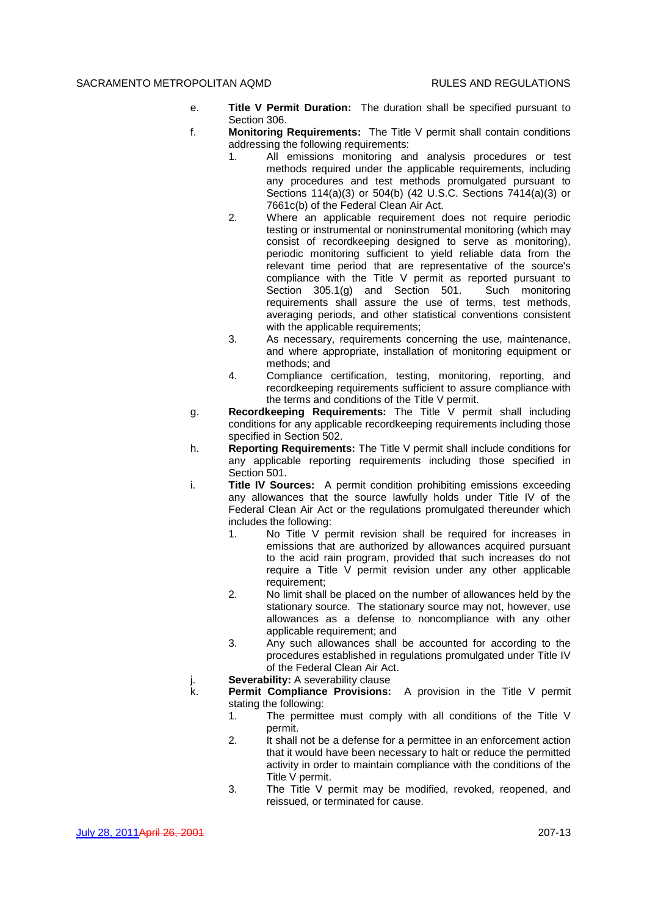e. **Title V Permit Duration:** The duration shall be specified pursuant to Section 306.

f. **Monitoring Requirements:** The Title V permit shall contain conditions addressing the following requirements:

   1. All emissions monitoring and analysis procedures or test methods required under the applicable requirements, including any procedures and test methods promulgated pursuant to Sections 114(a)(3) or 504(b) (42 U.S.C. Sections 7414(a)(3) or 7661c(b) of the Federal Clean Air Act.
   2. Where an applicable requirement does not require periodic testing or instrumental or noninstrumental monitoring (which may consist of recordkeeping designed to serve as monitoring), periodic monitoring sufficient to yield reliable data from the relevant time period that are representative of the source's compliance with the Title V permit as reported pursuant to Section 305.1(g) and Section 501. Such monitoring requirements shall assure the use of terms, test methods, averaging periods, and other statistical conventions consistent with the applicable requirements;
   3. As necessary, requirements concerning the use, maintenance, and where appropriate, installation of monitoring equipment or methods; and
   4. Compliance certification, testing, monitoring, reporting, and recordkeeping requirements sufficient to assure compliance with the terms and conditions of the Title V permit.

g. **Recordkeeping Requirements:** The Title V permit shall including conditions for any applicable recordkeeping requirements including those specified in Section 502.

h. **Reporting Requirements:** The Title V permit shall include conditions for any applicable reporting requirements including those specified in Section 501.

i. **Title IV Sources:** A permit condition prohibiting emissions exceeding any allowances that the source lawfully holds under Title IV of the Federal Clean Air Act or the regulations promulgated thereunder which includes the following:

   1. No Title V permit revision shall be required for increases in emissions that are authorized by allowances acquired pursuant to the acid rain program, provided that such increases do not require a Title V permit revision under any other applicable requirement;
   2. No limit shall be placed on the number of allowances held by the stationary source. The stationary source may not, however, use allowances as a defense to noncompliance with any other applicable requirement; and
   3. Any such allowances shall be accounted for according to the procedures established in regulations promulgated under Title IV of the Federal Clean Air Act.

j. **Severability:** A severability clause

k. **Permit Compliance Provisions:** A provision in the Title V permit stating the following:

   1. The permittee must comply with all conditions of the Title V permit.
   2. It shall not be a defense for a permittee in an enforcement action that it would have been necessary to halt or reduce the permitted activity in order to maintain compliance with the conditions of the Title V permit.
   3. The Title V permit may be modified, revoked, reopened, and reissued, or terminated for cause.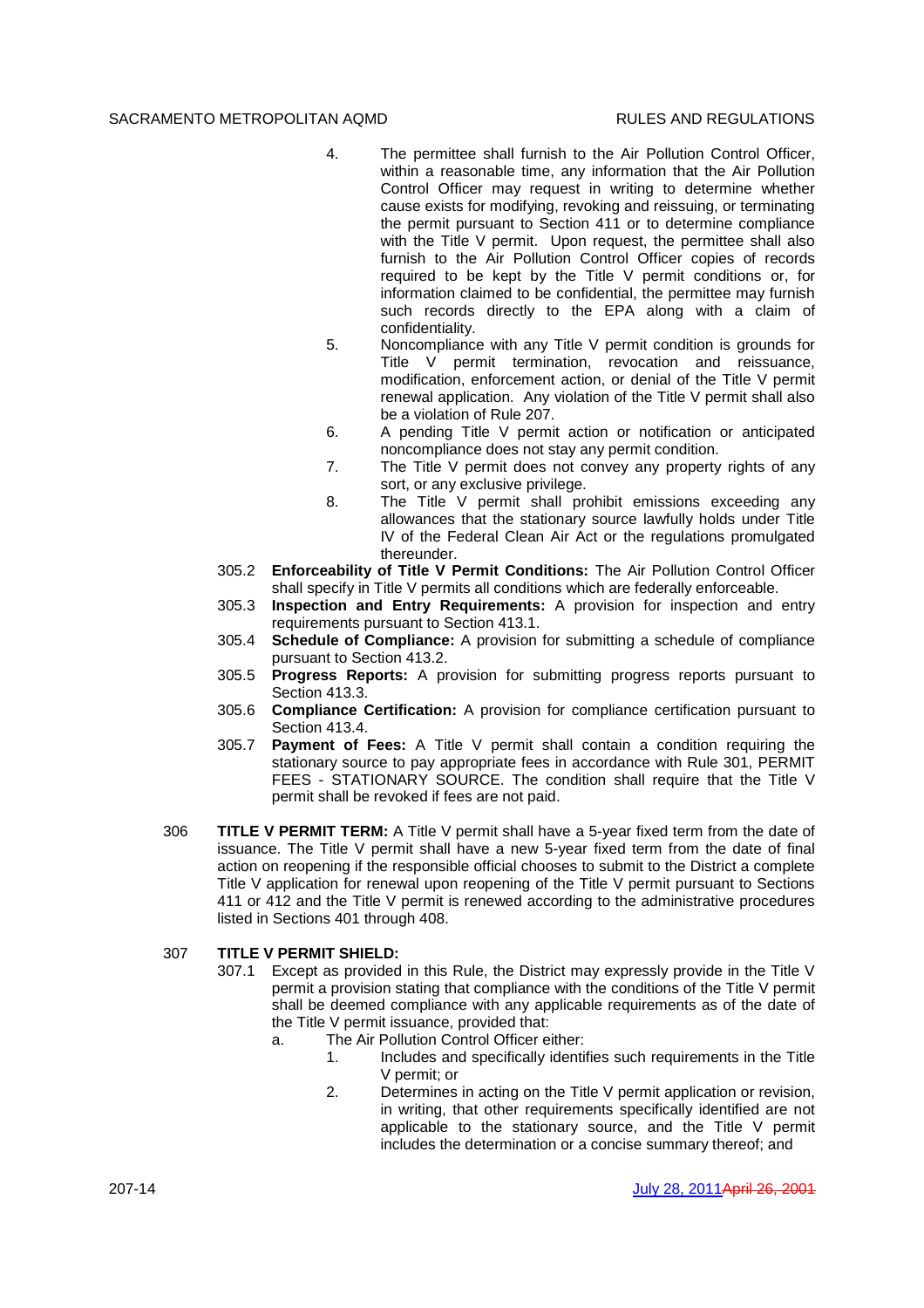4. The permittee shall furnish to the Air Pollution Control Officer, within a reasonable time, any information that the Air Pollution Control Officer may request in writing to determine whether cause exists for modifying, revoking and reissuing, or terminating the permit pursuant to Section 411 or to determine compliance with the Title V permit. Upon request, the permittee shall also furnish to the Air Pollution Control Officer copies of records required to be kept by the Title V permit conditions or, for information claimed to be confidential, the permittee may furnish such records directly to the EPA along with a claim of confidentiality.
5. Noncompliance with any Title V permit condition is grounds for Title V permit termination, revocation and reissuance, modification, enforcement action, or denial of the Title V permit renewal application. Any violation of the Title V permit shall also be a violation of Rule 207.
6. A pending Title V permit action or notification or anticipated noncompliance does not stay any permit condition.
7. The Title V permit does not convey any property rights of any sort, or any exclusive privilege.
8. The Title V permit shall prohibit emissions exceeding any allowances that the stationary source lawfully holds under Title IV of the Federal Clean Air Act or the regulations promulgated thereunder.

305.2 **Enforceability of Title V Permit Conditions:** The Air Pollution Control Officer shall specify in Title V permits all conditions which are federally enforceable.

305.3 **Inspection and Entry Requirements:** A provision for inspection and entry requirements pursuant to Section 413.1.

305.4 **Schedule of Compliance:** A provision for submitting a schedule of compliance pursuant to Section 413.2.

305.5 **Progress Reports:** A provision for submitting progress reports pursuant to Section 413.3.

305.6 **Compliance Certification:** A provision for compliance certification pursuant to Section 413.4.

305.7 **Payment of Fees:** A Title V permit shall contain a condition requiring the stationary source to pay appropriate fees in accordance with Rule 301, PERMIT FEES - STATIONARY SOURCE. The condition shall require that the Title V permit shall be revoked if fees are not paid.

306 **TITLE V PERMIT TERM:** A Title V permit shall have a 5-year fixed term from the date of issuance. The Title V permit shall have a new 5-year fixed term from the date of final action on reopening if the responsible official chooses to submit to the District a complete Title V application for renewal upon reopening of the Title V permit pursuant to Sections 411 or 412 and the Title V permit is renewed according to the administrative procedures listed in Sections 401 through 408.

307 **TITLE V PERMIT SHIELD:**

307.1 Except as provided in this Rule, the District may expressly provide in the Title V permit a provision stating that compliance with the conditions of the Title V permit shall be deemed compliance with any applicable requirements as of the date of the Title V permit issuance, provided that:

a. The Air Pollution Control Officer either:
   1. Includes and specifically identifies such requirements in the Title V permit; or
   2. Determines in acting on the Title V permit application or revision, in writing, that other requirements specifically identified are not applicable to the stationary source, and the Title V permit includes the determination or a concise summary thereof; and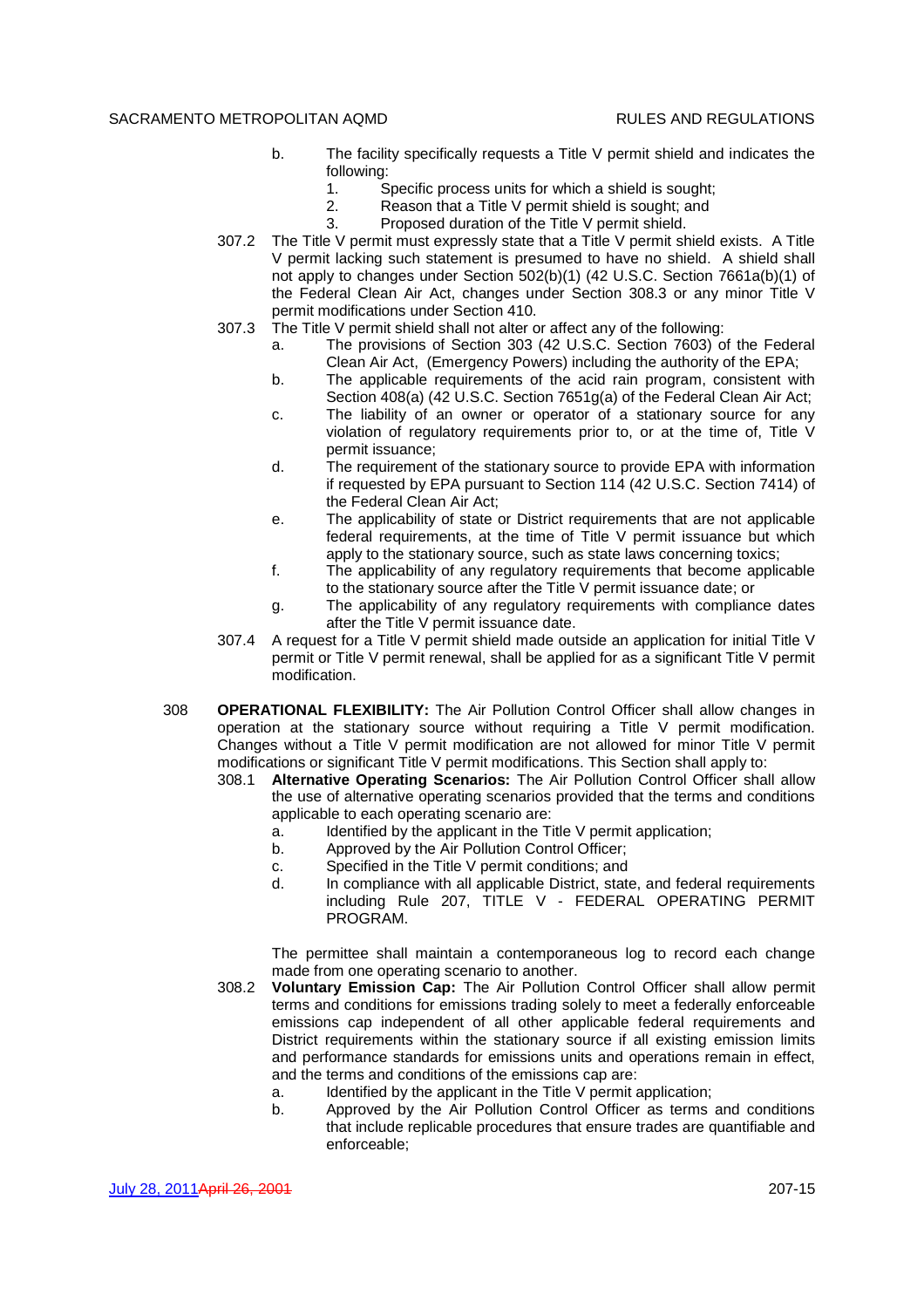b. The facility specifically requests a Title V permit shield and indicates the following:
   1. Specific process units for which a shield is sought;
   2. Reason that a Title V permit shield is sought; and
   3. Proposed duration of the Title V permit shield.

307.2 The Title V permit must expressly state that a Title V permit shield exists. A Title V permit lacking such statement is presumed to have no shield. A shield shall not apply to changes under Section 502(b)(1) (42 U.S.C. Section 7661a(b)(1) of the Federal Clean Air Act, changes under Section 308.3 or any minor Title V permit modifications under Section 410.

307.3 The Title V permit shield shall not alter or affect any of the following:

a. The provisions of Section 303 (42 U.S.C. Section 7603) of the Federal Clean Air Act, (Emergency Powers) including the authority of the EPA;

b. The applicable requirements of the acid rain program, consistent with Section 408(a) (42 U.S.C. Section 7651g(a) of the Federal Clean Air Act;

c. The liability of an owner or operator of a stationary source for any violation of regulatory requirements prior to, or at the time of, Title V permit issuance;

d. The requirement of the stationary source to provide EPA with information if requested by EPA pursuant to Section 114 (42 U.S.C. Section 7414) of the Federal Clean Air Act;

e. The applicability of state or District requirements that are not applicable federal requirements, at the time of Title V permit issuance but which apply to the stationary source, such as state laws concerning toxics;

f. The applicability of any regulatory requirements that become applicable to the stationary source after the Title V permit issuance date; or

g. The applicability of any regulatory requirements with compliance dates after the Title V permit issuance date.

307.4 A request for a Title V permit shield made outside an application for initial Title V permit or Title V permit renewal, shall be applied for as a significant Title V permit modification.

308 **OPERATIONAL FLEXIBILITY:** The Air Pollution Control Officer shall allow changes in operation at the stationary source without requiring a Title V permit modification. Changes without a Title V permit modification are not allowed for minor Title V permit modifications or significant Title V permit modifications. This Section shall apply to:

308.1 **Alternative Operating Scenarios:** The Air Pollution Control Officer shall allow the use of alternative operating scenarios provided that the terms and conditions applicable to each operating scenario are:

a. Identified by the applicant in the Title V permit application;

b. Approved by the Air Pollution Control Officer;

c. Specified in the Title V permit conditions; and

d. In compliance with all applicable District, state, and federal requirements including Rule 207, TITLE V - FEDERAL OPERATING PERMIT PROGRAM.

The permittee shall maintain a contemporaneous log to record each change made from one operating scenario to another.

308.2 **Voluntary Emission Cap:** The Air Pollution Control Officer shall allow permit terms and conditions for emissions trading solely to meet a federally enforceable emissions cap independent of all other applicable federal requirements and District requirements within the stationary source if all existing emission limits and performance standards for emissions units and operations remain in effect, and the terms and conditions of the emissions cap are:

a. Identified by the applicant in the Title V permit application;

b. Approved by the Air Pollution Control Officer as terms and conditions that include replicable procedures that ensure trades are quantifiable and enforceable;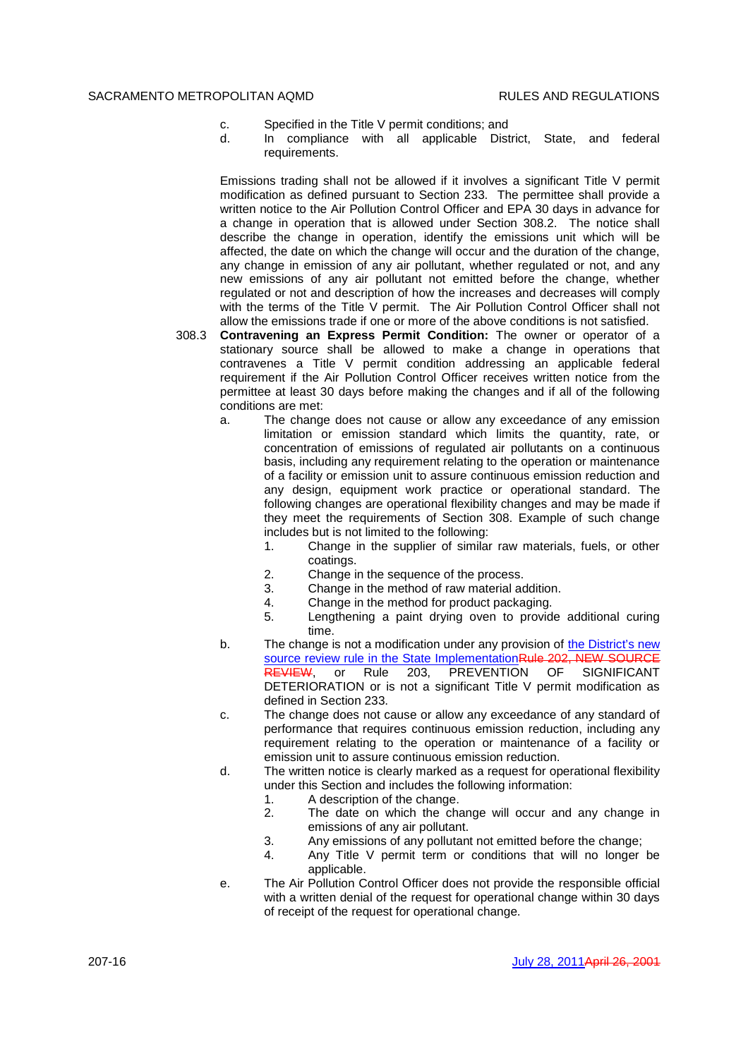c. Specified in the Title V permit conditions; and
d. In compliance with all applicable District, State, and federal requirements.

Emissions trading shall not be allowed if it involves a significant Title V permit modification as defined pursuant to Section 233. The permittee shall provide a written notice to the Air Pollution Control Officer and EPA 30 days in advance for a change in operation that is allowed under Section 308.2. The notice shall describe the change in operation, identify the emissions unit which will be affected, the date on which the change will occur and the duration of the change, any change in emission of any air pollutant, whether regulated or not, and any new emissions of any air pollutant not emitted before the change, whether regulated or not and description of how the increases and decreases will comply with the terms of the Title V permit. The Air Pollution Control Officer shall not allow the emissions trade if one or more of the above conditions is not satisfied.

308.3 **Contravening an Express Permit Condition:** The owner or operator of a stationary source shall be allowed to make a change in operations that contravenes a Title V permit condition addressing an applicable federal requirement if the Air Pollution Control Officer receives written notice from the permittee at least 30 days before making the changes and if all of the following conditions are met:

a. The change does not cause or allow any exceedance of any emission limitation or emission standard which limits the quantity, rate, or concentration of emissions of regulated air pollutants on a continuous basis, including any requirement relating to the operation or maintenance of a facility or emission unit to assure continuous emission reduction and any design, equipment work practice or operational standard. The following changes are operational flexibility changes and may be made if they meet the requirements of Section 308. Example of such change includes but is not limited to the following:
   1. Change in the supplier of similar raw materials, fuels, or other coatings.
   2. Change in the sequence of the process.
   3. Change in the method of raw material addition.
   4. Change in the method for product packaging.
   5. Lengthening a paint drying oven to provide additional curing time.
b. The change is not a modification under any provision of the District's new source review rule in the State Implementation~~Rule 202, NEW SOURCE REVIEW~~, or Rule 203, PREVENTION OF SIGNIFICANT DETERIORATION or is not a significant Title V permit modification as defined in Section 233.
c. The change does not cause or allow any exceedance of any standard of performance that requires continuous emission reduction, including any requirement relating to the operation or maintenance of a facility or emission unit to assure continuous emission reduction.
d. The written notice is clearly marked as a request for operational flexibility under this Section and includes the following information:
   1. A description of the change.
   2. The date on which the change will occur and any change in emissions of any air pollutant.
   3. Any emissions of any pollutant not emitted before the change;
   4. Any Title V permit term or conditions that will no longer be applicable.
e. The Air Pollution Control Officer does not provide the responsible official with a written denial of the request for operational change within 30 days of receipt of the request for operational change.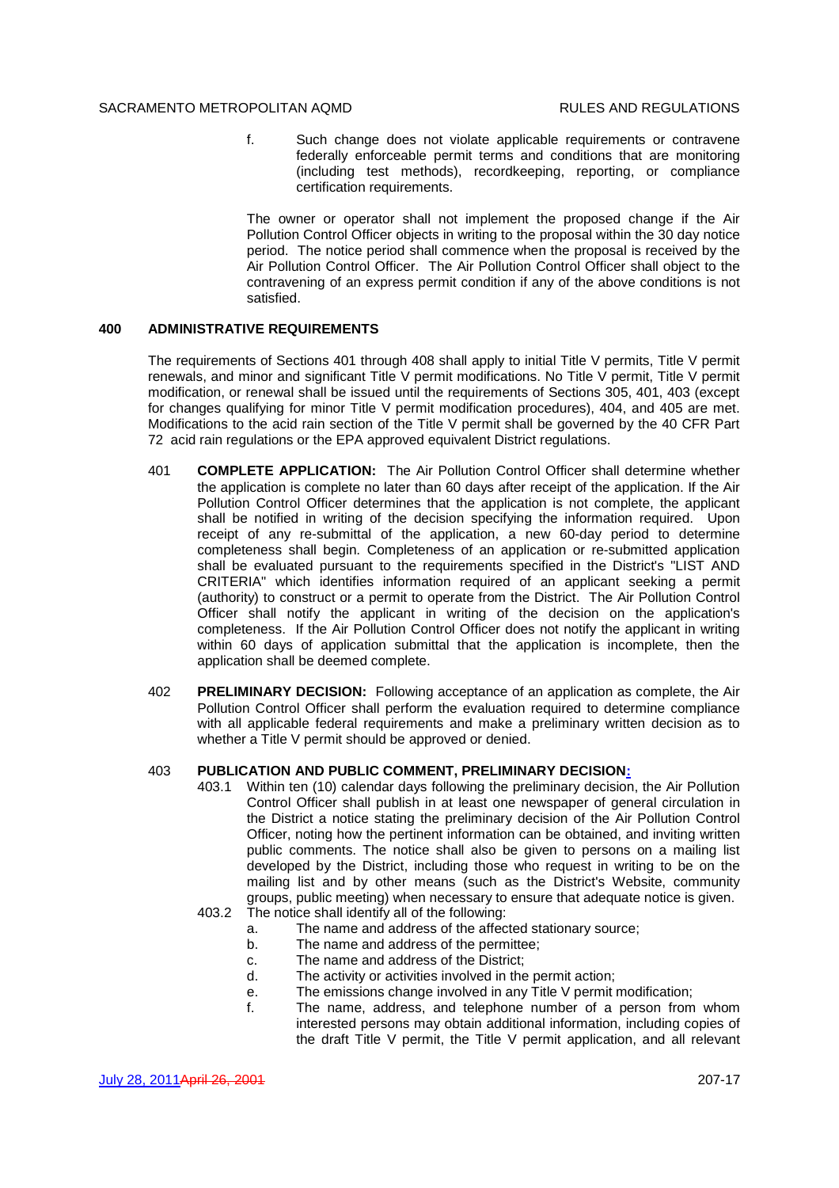f. Such change does not violate applicable requirements or contravene federally enforceable permit terms and conditions that are monitoring (including test methods), recordkeeping, reporting, or compliance certification requirements.

The owner or operator shall not implement the proposed change if the Air Pollution Control Officer objects in writing to the proposal within the 30 day notice period. The notice period shall commence when the proposal is received by the Air Pollution Control Officer. The Air Pollution Control Officer shall object to the contravening of an express permit condition if any of the above conditions is not satisfied.

## 400 ADMINISTRATIVE REQUIREMENTS

The requirements of Sections 401 through 408 shall apply to initial Title V permits, Title V permit renewals, and minor and significant Title V permit modifications. No Title V permit, Title V permit modification, or renewal shall be issued until the requirements of Sections 305, 401, 403 (except for changes qualifying for minor Title V permit modification procedures), 404, and 405 are met. Modifications to the acid rain section of the Title V permit shall be governed by the 40 CFR Part 72 acid rain regulations or the EPA approved equivalent District regulations.

401 **COMPLETE APPLICATION:** The Air Pollution Control Officer shall determine whether the application is complete no later than 60 days after receipt of the application. If the Air Pollution Control Officer determines that the application is not complete, the applicant shall be notified in writing of the decision specifying the information required. Upon receipt of any re-submittal of the application, a new 60-day period to determine completeness shall begin. Completeness of an application or re-submitted application shall be evaluated pursuant to the requirements specified in the District's "LIST AND CRITERIA" which identifies information required of an applicant seeking a permit (authority) to construct or a permit to operate from the District. The Air Pollution Control Officer shall notify the applicant in writing of the decision on the application's completeness. If the Air Pollution Control Officer does not notify the applicant in writing within 60 days of application submittal that the application is incomplete, then the application shall be deemed complete.

402 **PRELIMINARY DECISION:** Following acceptance of an application as complete, the Air Pollution Control Officer shall perform the evaluation required to determine compliance with all applicable federal requirements and make a preliminary written decision as to whether a Title V permit should be approved or denied.

403 **PUBLICATION AND PUBLIC COMMENT, PRELIMINARY DECISION:**

403.1 Within ten (10) calendar days following the preliminary decision, the Air Pollution Control Officer shall publish in at least one newspaper of general circulation in the District a notice stating the preliminary decision of the Air Pollution Control Officer, noting how the pertinent information can be obtained, and inviting written public comments. The notice shall also be given to persons on a mailing list developed by the District, including those who request in writing to be on the mailing list and by other means (such as the District's Website, community groups, public meeting) when necessary to ensure that adequate notice is given.

403.2 The notice shall identify all of the following:

a. The name and address of the affected stationary source;
b. The name and address of the permittee;
c. The name and address of the District;
d. The activity or activities involved in the permit action;
e. The emissions change involved in any Title V permit modification;
f. The name, address, and telephone number of a person from whom interested persons may obtain additional information, including copies of the draft Title V permit, the Title V permit application, and all relevant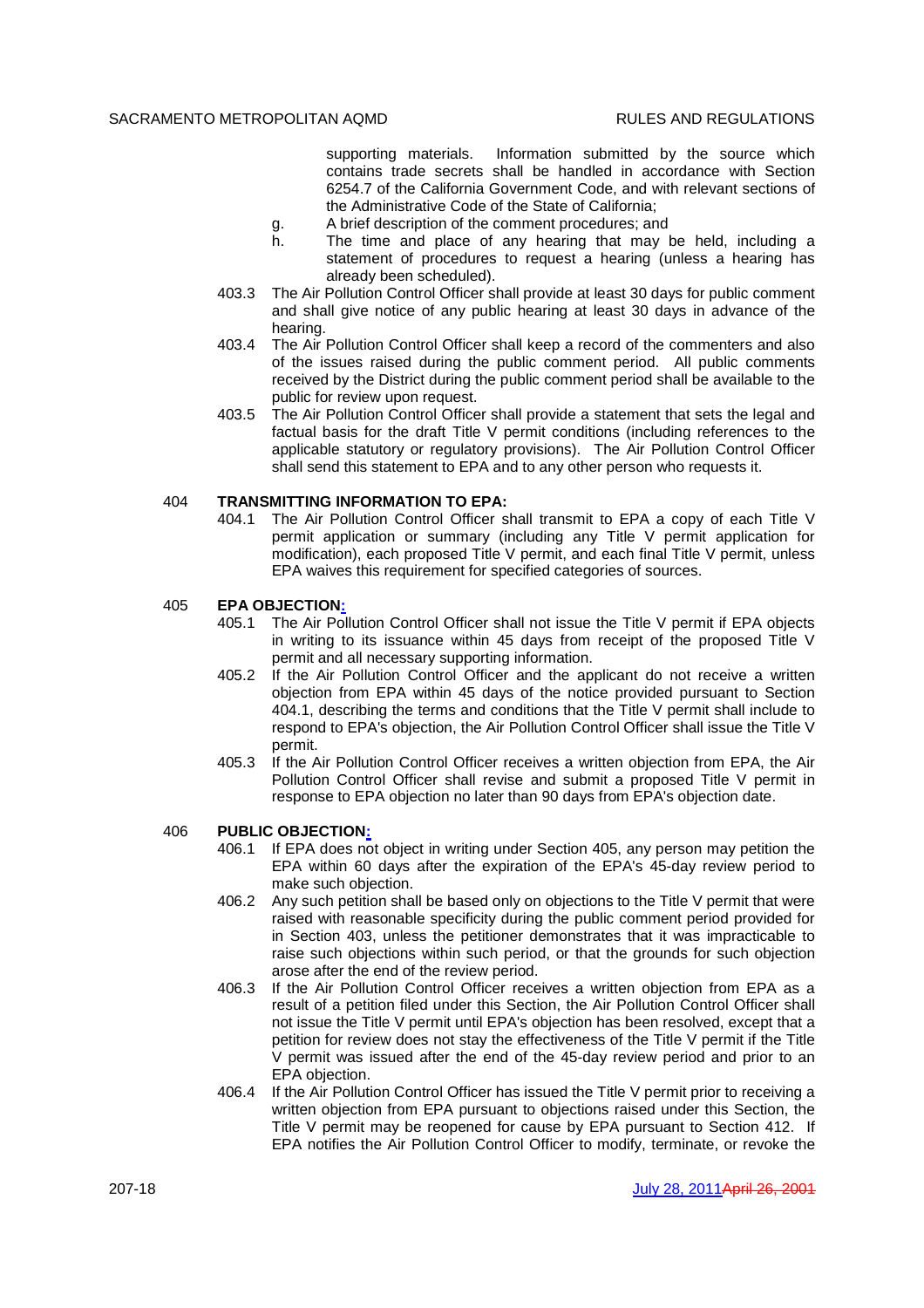supporting materials. Information submitted by the source which contains trade secrets shall be handled in accordance with Section 6254.7 of the California Government Code, and with relevant sections of the Administrative Code of the State of California;

g. A brief description of the comment procedures; and

h. The time and place of any hearing that may be held, including a statement of procedures to request a hearing (unless a hearing has already been scheduled).

403.3 The Air Pollution Control Officer shall provide at least 30 days for public comment and shall give notice of any public hearing at least 30 days in advance of the hearing.

403.4 The Air Pollution Control Officer shall keep a record of the commenters and also of the issues raised during the public comment period. All public comments received by the District during the public comment period shall be available to the public for review upon request.

403.5 The Air Pollution Control Officer shall provide a statement that sets the legal and factual basis for the draft Title V permit conditions (including references to the applicable statutory or regulatory provisions). The Air Pollution Control Officer shall send this statement to EPA and to any other person who requests it.

## 404 TRANSMITTING INFORMATION TO EPA:

404.1 The Air Pollution Control Officer shall transmit to EPA a copy of each Title V permit application or summary (including any Title V permit application for modification), each proposed Title V permit, and each final Title V permit, unless EPA waives this requirement for specified categories of sources.

## 405 EPA OBJECTION:

405.1 The Air Pollution Control Officer shall not issue the Title V permit if EPA objects in writing to its issuance within 45 days from receipt of the proposed Title V permit and all necessary supporting information.

405.2 If the Air Pollution Control Officer and the applicant do not receive a written objection from EPA within 45 days of the notice provided pursuant to Section 404.1, describing the terms and conditions that the Title V permit shall include to respond to EPA's objection, the Air Pollution Control Officer shall issue the Title V permit.

405.3 If the Air Pollution Control Officer receives a written objection from EPA, the Air Pollution Control Officer shall revise and submit a proposed Title V permit in response to EPA objection no later than 90 days from EPA's objection date.

## 406 PUBLIC OBJECTION:

406.1 If EPA does not object in writing under Section 405, any person may petition the EPA within 60 days after the expiration of the EPA's 45-day review period to make such objection.

406.2 Any such petition shall be based only on objections to the Title V permit that were raised with reasonable specificity during the public comment period provided for in Section 403, unless the petitioner demonstrates that it was impracticable to raise such objections within such period, or that the grounds for such objection arose after the end of the review period.

406.3 If the Air Pollution Control Officer receives a written objection from EPA as a result of a petition filed under this Section, the Air Pollution Control Officer shall not issue the Title V permit until EPA's objection has been resolved, except that a petition for review does not stay the effectiveness of the Title V permit if the Title V permit was issued after the end of the 45-day review period and prior to an EPA objection.

406.4 If the Air Pollution Control Officer has issued the Title V permit prior to receiving a written objection from EPA pursuant to objections raised under this Section, the Title V permit may be reopened for cause by EPA pursuant to Section 412. If EPA notifies the Air Pollution Control Officer to modify, terminate, or revoke the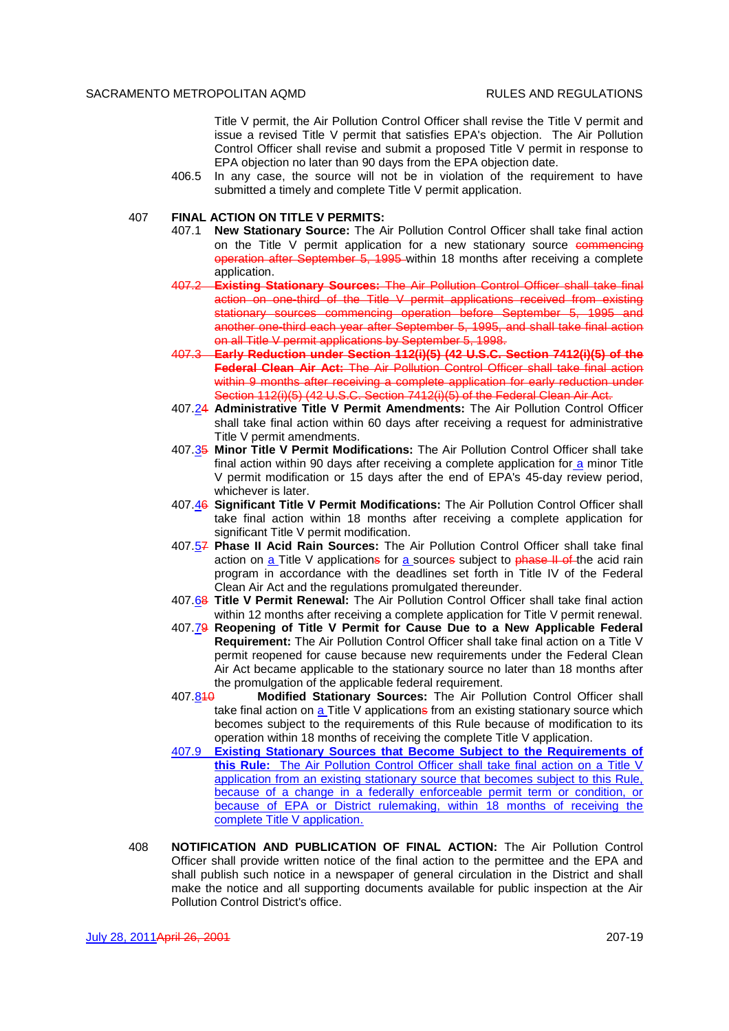Title V permit, the Air Pollution Control Officer shall revise the Title V permit and issue a revised Title V permit that satisfies EPA's objection. The Air Pollution Control Officer shall revise and submit a proposed Title V permit in response to EPA objection no later than 90 days from the EPA objection date.

406.5 In any case, the source will not be in violation of the requirement to have submitted a timely and complete Title V permit application.

407 **FINAL ACTION ON TITLE V PERMITS:**

407.1 **New Stationary Source:** The Air Pollution Control Officer shall take final action on the Title V permit application for a new stationary source ~~commencing operation after September 5, 1995~~ within 18 months after receiving a complete application.

~~407.2 **Existing Stationary Sources:** The Air Pollution Control Officer shall take final action on one-third of the Title V permit applications received from existing stationary sources commencing operation before September 5, 1995 and another one-third each year after September 5, 1995, and shall take final action on all Title V permit applications by September 5, 1998.~~

~~407.3 **Early Reduction under Section 112(i)(5) (42 U.S.C. Section 7412(i)(5) of the Federal Clean Air Act:** The Air Pollution Control Officer shall take final action within 9 months after receiving a complete application for early reduction under Section 112(i)(5) (42 U.S.C. Section 7412(i)(5) of the Federal Clean Air Act.~~

407.2~~4~~ **Administrative Title V Permit Amendments:** The Air Pollution Control Officer shall take final action within 60 days after receiving a request for administrative Title V permit amendments.

407.3~~5~~ **Minor Title V Permit Modifications:** The Air Pollution Control Officer shall take final action within 90 days after receiving a complete application for a minor Title V permit modification or 15 days after the end of EPA's 45-day review period, whichever is later.

407.4~~6~~ **Significant Title V Permit Modifications:** The Air Pollution Control Officer shall take final action within 18 months after receiving a complete application for significant Title V permit modification.

407.5~~7~~ **Phase II Acid Rain Sources:** The Air Pollution Control Officer shall take final action on a Title V application~~s~~ for a source~~s~~ subject to ~~phase II of~~ the acid rain program in accordance with the deadlines set forth in Title IV of the Federal Clean Air Act and the regulations promulgated thereunder.

407.6~~8~~ **Title V Permit Renewal:** The Air Pollution Control Officer shall take final action within 12 months after receiving a complete application for Title V permit renewal.

407.7~~9~~ **Reopening of Title V Permit for Cause Due to a New Applicable Federal Requirement:** The Air Pollution Control Officer shall take final action on a Title V permit reopened for cause because new requirements under the Federal Clean Air Act became applicable to the stationary source no later than 18 months after the promulgation of the applicable federal requirement.

407.8~~10~~ **Modified Stationary Sources:** The Air Pollution Control Officer shall take final action on a Title V application~~s~~ from an existing stationary source which becomes subject to the requirements of this Rule because of modification to its operation within 18 months of receiving the complete Title V application.

407.9 **Existing Stationary Sources that Become Subject to the Requirements of this Rule:** The Air Pollution Control Officer shall take final action on a Title V application from an existing stationary source that becomes subject to this Rule, because of a change in a federally enforceable permit term or condition, or because of EPA or District rulemaking, within 18 months of receiving the complete Title V application.

408 **NOTIFICATION AND PUBLICATION OF FINAL ACTION:** The Air Pollution Control Officer shall provide written notice of the final action to the permittee and the EPA and shall publish such notice in a newspaper of general circulation in the District and shall make the notice and all supporting documents available for public inspection at the Air Pollution Control District's office.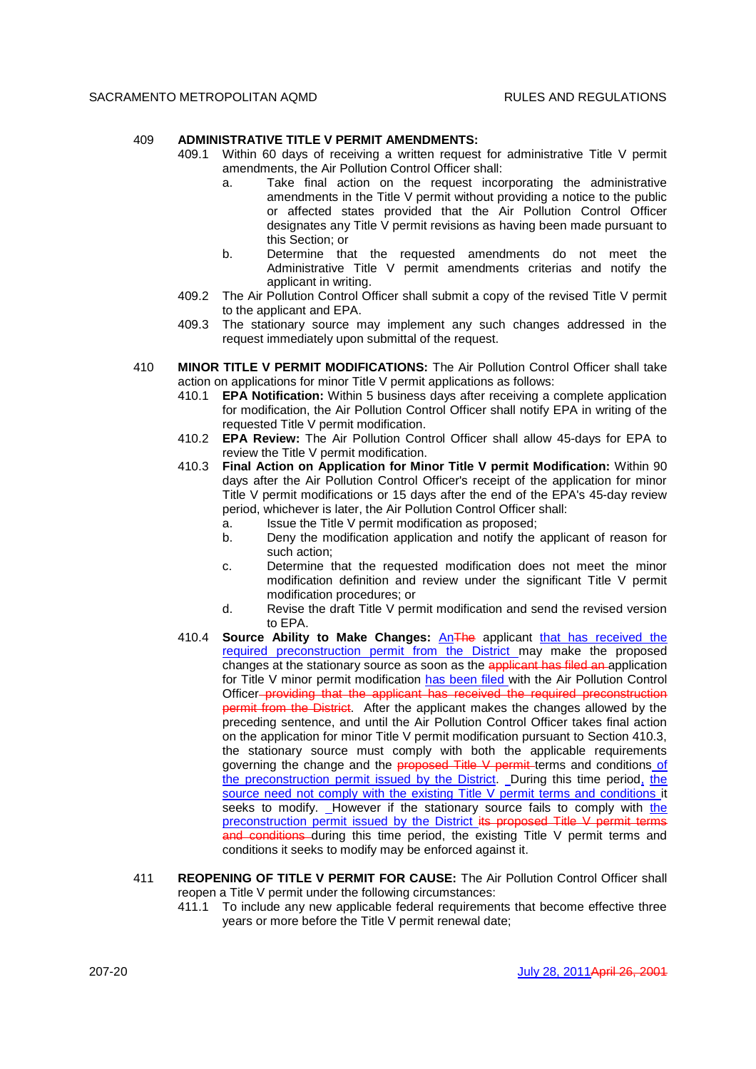409 **ADMINISTRATIVE TITLE V PERMIT AMENDMENTS:**

409.1 Within 60 days of receiving a written request for administrative Title V permit amendments, the Air Pollution Control Officer shall:

a. Take final action on the request incorporating the administrative amendments in the Title V permit without providing a notice to the public or affected states provided that the Air Pollution Control Officer designates any Title V permit revisions as having been made pursuant to this Section; or

b. Determine that the requested amendments do not meet the Administrative Title V permit amendments criterias and notify the applicant in writing.

409.2 The Air Pollution Control Officer shall submit a copy of the revised Title V permit to the applicant and EPA.

409.3 The stationary source may implement any such changes addressed in the request immediately upon submittal of the request.

410 **MINOR TITLE V PERMIT MODIFICATIONS:** The Air Pollution Control Officer shall take action on applications for minor Title V permit applications as follows:

410.1 **EPA Notification:** Within 5 business days after receiving a complete application for modification, the Air Pollution Control Officer shall notify EPA in writing of the requested Title V permit modification.

410.2 **EPA Review:** The Air Pollution Control Officer shall allow 45-days for EPA to review the Title V permit modification.

410.3 **Final Action on Application for Minor Title V permit Modification:** Within 90 days after the Air Pollution Control Officer's receipt of the application for minor Title V permit modifications or 15 days after the end of the EPA's 45-day review period, whichever is later, the Air Pollution Control Officer shall:

a. Issue the Title V permit modification as proposed;

b. Deny the modification application and notify the applicant of reason for such action;

c. Determine that the requested modification does not meet the minor modification definition and review under the significant Title V permit modification procedures; or

d. Revise the draft Title V permit modification and send the revised version to EPA.

410.4 **Source Ability to Make Changes:** An~~The~~ applicant that has received the required preconstruction permit from the District may make the proposed changes at the stationary source as soon as the ~~applicant has filed an~~ application for Title V minor permit modification has been filed with the Air Pollution Control Officer~~ providing that the applicant has received the required preconstruction permit from the District~~. After the applicant makes the changes allowed by the preceding sentence, and until the Air Pollution Control Officer takes final action on the application for minor Title V permit modification pursuant to Section 410.3, the stationary source must comply with both the applicable requirements governing the change and the ~~proposed Title V permit~~ terms and conditions of the preconstruction permit issued by the District. During this time period, the source need not comply with the existing Title V permit terms and conditions it seeks to modify. However if the stationary source fails to comply with the preconstruction permit issued by the District ~~its proposed Title V permit terms and conditions~~ during this time period, the existing Title V permit terms and conditions it seeks to modify may be enforced against it.

411 **REOPENING OF TITLE V PERMIT FOR CAUSE:** The Air Pollution Control Officer shall reopen a Title V permit under the following circumstances:

411.1 To include any new applicable federal requirements that become effective three years or more before the Title V permit renewal date;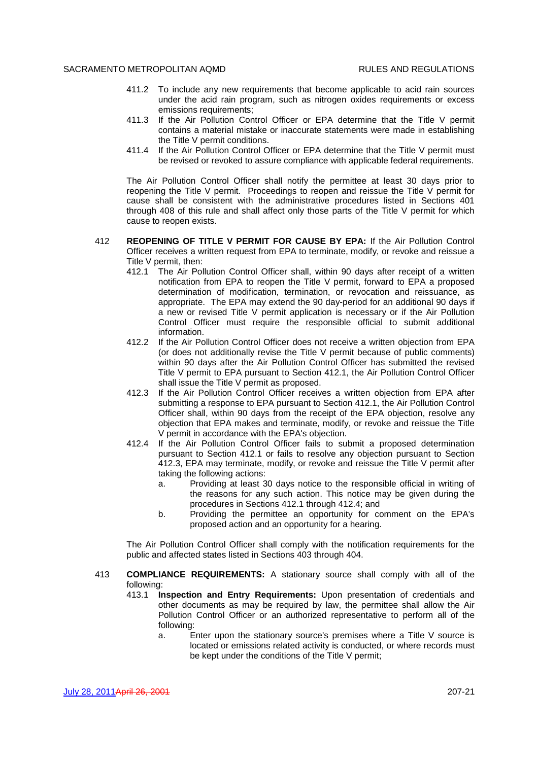411.2 To include any new requirements that become applicable to acid rain sources under the acid rain program, such as nitrogen oxides requirements or excess emissions requirements;

411.3 If the Air Pollution Control Officer or EPA determine that the Title V permit contains a material mistake or inaccurate statements were made in establishing the Title V permit conditions.

411.4 If the Air Pollution Control Officer or EPA determine that the Title V permit must be revised or revoked to assure compliance with applicable federal requirements.

The Air Pollution Control Officer shall notify the permittee at least 30 days prior to reopening the Title V permit. Proceedings to reopen and reissue the Title V permit for cause shall be consistent with the administrative procedures listed in Sections 401 through 408 of this rule and shall affect only those parts of the Title V permit for which cause to reopen exists.

412 **REOPENING OF TITLE V PERMIT FOR CAUSE BY EPA:** If the Air Pollution Control Officer receives a written request from EPA to terminate, modify, or revoke and reissue a Title V permit, then:

412.1 The Air Pollution Control Officer shall, within 90 days after receipt of a written notification from EPA to reopen the Title V permit, forward to EPA a proposed determination of modification, termination, or revocation and reissuance, as appropriate. The EPA may extend the 90 day-period for an additional 90 days if a new or revised Title V permit application is necessary or if the Air Pollution Control Officer must require the responsible official to submit additional information.

412.2 If the Air Pollution Control Officer does not receive a written objection from EPA (or does not additionally revise the Title V permit because of public comments) within 90 days after the Air Pollution Control Officer has submitted the revised Title V permit to EPA pursuant to Section 412.1, the Air Pollution Control Officer shall issue the Title V permit as proposed.

412.3 If the Air Pollution Control Officer receives a written objection from EPA after submitting a response to EPA pursuant to Section 412.1, the Air Pollution Control Officer shall, within 90 days from the receipt of the EPA objection, resolve any objection that EPA makes and terminate, modify, or revoke and reissue the Title V permit in accordance with the EPA's objection.

412.4 If the Air Pollution Control Officer fails to submit a proposed determination pursuant to Section 412.1 or fails to resolve any objection pursuant to Section 412.3, EPA may terminate, modify, or revoke and reissue the Title V permit after taking the following actions:

a. Providing at least 30 days notice to the responsible official in writing of the reasons for any such action. This notice may be given during the procedures in Sections 412.1 through 412.4; and

b. Providing the permittee an opportunity for comment on the EPA's proposed action and an opportunity for a hearing.

The Air Pollution Control Officer shall comply with the notification requirements for the public and affected states listed in Sections 403 through 404.

413 **COMPLIANCE REQUIREMENTS:** A stationary source shall comply with all of the following:

413.1 **Inspection and Entry Requirements:** Upon presentation of credentials and other documents as may be required by law, the permittee shall allow the Air Pollution Control Officer or an authorized representative to perform all of the following:

a. Enter upon the stationary source's premises where a Title V source is located or emissions related activity is conducted, or where records must be kept under the conditions of the Title V permit;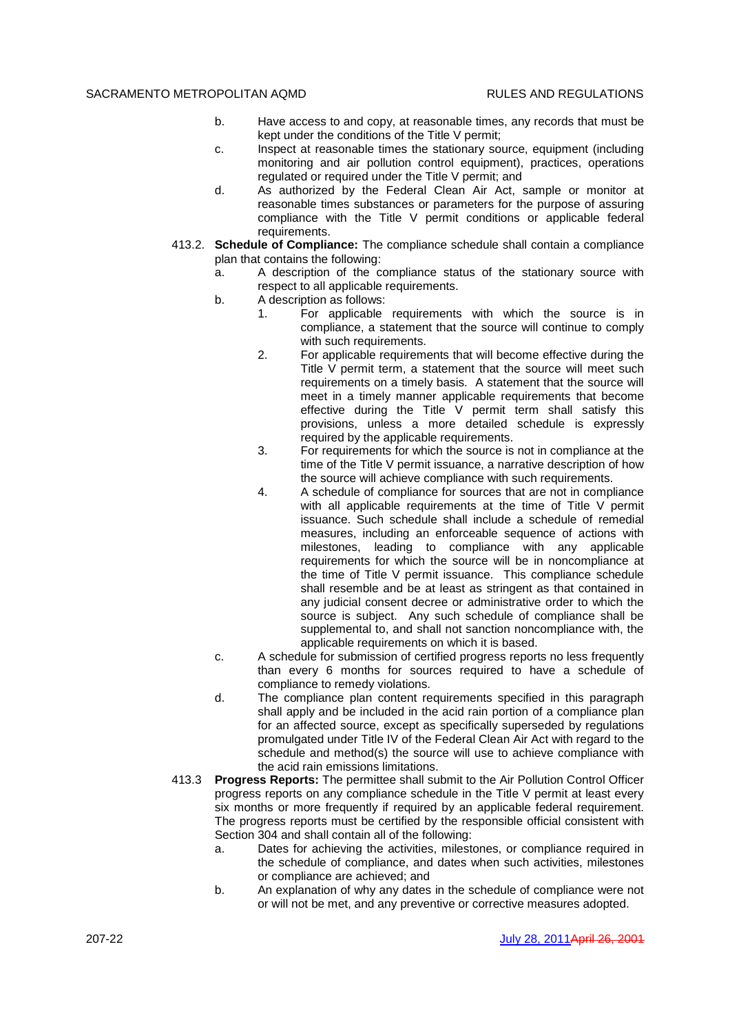b. Have access to and copy, at reasonable times, any records that must be kept under the conditions of the Title V permit;

c. Inspect at reasonable times the stationary source, equipment (including monitoring and air pollution control equipment), practices, operations regulated or required under the Title V permit; and

d. As authorized by the Federal Clean Air Act, sample or monitor at reasonable times substances or parameters for the purpose of assuring compliance with the Title V permit conditions or applicable federal requirements.

413.2. **Schedule of Compliance:** The compliance schedule shall contain a compliance plan that contains the following:

a. A description of the compliance status of the stationary source with respect to all applicable requirements.

b. A description as follows:

1. For applicable requirements with which the source is in compliance, a statement that the source will continue to comply with such requirements.

2. For applicable requirements that will become effective during the Title V permit term, a statement that the source will meet such requirements on a timely basis. A statement that the source will meet in a timely manner applicable requirements that become effective during the Title V permit term shall satisfy this provisions, unless a more detailed schedule is expressly required by the applicable requirements.

3. For requirements for which the source is not in compliance at the time of the Title V permit issuance, a narrative description of how the source will achieve compliance with such requirements.

4. A schedule of compliance for sources that are not in compliance with all applicable requirements at the time of Title V permit issuance. Such schedule shall include a schedule of remedial measures, including an enforceable sequence of actions with milestones, leading to compliance with any applicable requirements for which the source will be in noncompliance at the time of Title V permit issuance. This compliance schedule shall resemble and be at least as stringent as that contained in any judicial consent decree or administrative order to which the source is subject. Any such schedule of compliance shall be supplemental to, and shall not sanction noncompliance with, the applicable requirements on which it is based.

c. A schedule for submission of certified progress reports no less frequently than every 6 months for sources required to have a schedule of compliance to remedy violations.

d. The compliance plan content requirements specified in this paragraph shall apply and be included in the acid rain portion of a compliance plan for an affected source, except as specifically superseded by regulations promulgated under Title IV of the Federal Clean Air Act with regard to the schedule and method(s) the source will use to achieve compliance with the acid rain emissions limitations.

413.3 **Progress Reports:** The permittee shall submit to the Air Pollution Control Officer progress reports on any compliance schedule in the Title V permit at least every six months or more frequently if required by an applicable federal requirement. The progress reports must be certified by the responsible official consistent with Section 304 and shall contain all of the following:

a. Dates for achieving the activities, milestones, or compliance required in the schedule of compliance, and dates when such activities, milestones or compliance are achieved; and

b. An explanation of why any dates in the schedule of compliance were not or will not be met, and any preventive or corrective measures adopted.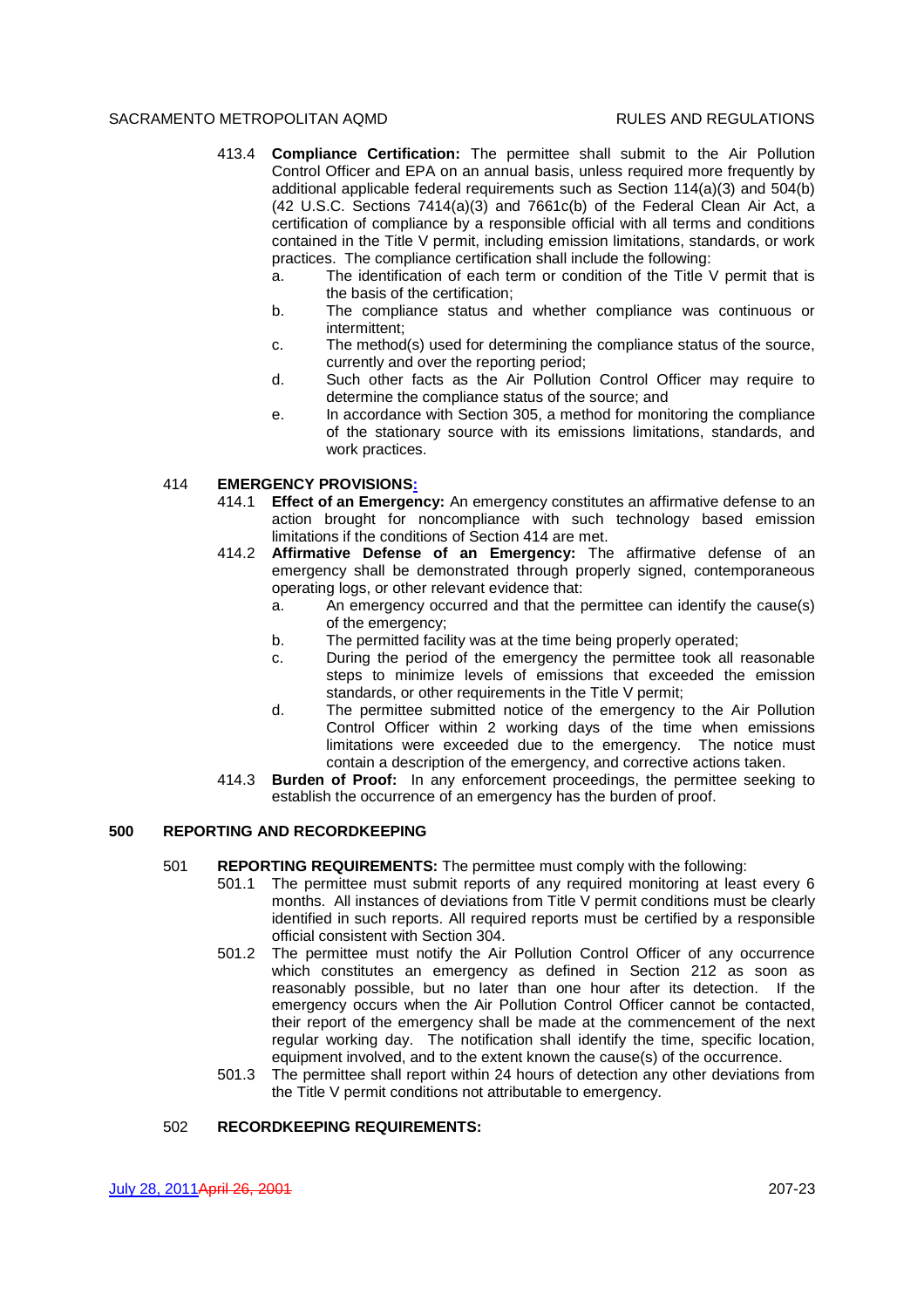413.4 **Compliance Certification:** The permittee shall submit to the Air Pollution Control Officer and EPA on an annual basis, unless required more frequently by additional applicable federal requirements such as Section 114(a)(3) and 504(b) (42 U.S.C. Sections 7414(a)(3) and 7661c(b) of the Federal Clean Air Act, a certification of compliance by a responsible official with all terms and conditions contained in the Title V permit, including emission limitations, standards, or work practices. The compliance certification shall include the following:

a. The identification of each term or condition of the Title V permit that is the basis of the certification;

b. The compliance status and whether compliance was continuous or intermittent;

c. The method(s) used for determining the compliance status of the source, currently and over the reporting period;

d. Such other facts as the Air Pollution Control Officer may require to determine the compliance status of the source; and

e. In accordance with Section 305, a method for monitoring the compliance of the stationary source with its emissions limitations, standards, and work practices.

414 **EMERGENCY PROVISIONS:**

414.1 **Effect of an Emergency:** An emergency constitutes an affirmative defense to an action brought for noncompliance with such technology based emission limitations if the conditions of Section 414 are met.

414.2 **Affirmative Defense of an Emergency:** The affirmative defense of an emergency shall be demonstrated through properly signed, contemporaneous operating logs, or other relevant evidence that:

a. An emergency occurred and that the permittee can identify the cause(s) of the emergency;

b. The permitted facility was at the time being properly operated;

c. During the period of the emergency the permittee took all reasonable steps to minimize levels of emissions that exceeded the emission standards, or other requirements in the Title V permit;

d. The permittee submitted notice of the emergency to the Air Pollution Control Officer within 2 working days of the time when emissions limitations were exceeded due to the emergency. The notice must contain a description of the emergency, and corrective actions taken.

414.3 **Burden of Proof:** In any enforcement proceedings, the permittee seeking to establish the occurrence of an emergency has the burden of proof.

## 500 REPORTING AND RECORDKEEPING

501 **REPORTING REQUIREMENTS:** The permittee must comply with the following:

501.1 The permittee must submit reports of any required monitoring at least every 6 months. All instances of deviations from Title V permit conditions must be clearly identified in such reports. All required reports must be certified by a responsible official consistent with Section 304.

501.2 The permittee must notify the Air Pollution Control Officer of any occurrence which constitutes an emergency as defined in Section 212 as soon as reasonably possible, but no later than one hour after its detection. If the emergency occurs when the Air Pollution Control Officer cannot be contacted, their report of the emergency shall be made at the commencement of the next regular working day. The notification shall identify the time, specific location, equipment involved, and to the extent known the cause(s) of the occurrence.

501.3 The permittee shall report within 24 hours of detection any other deviations from the Title V permit conditions not attributable to emergency.

502 **RECORDKEEPING REQUIREMENTS:**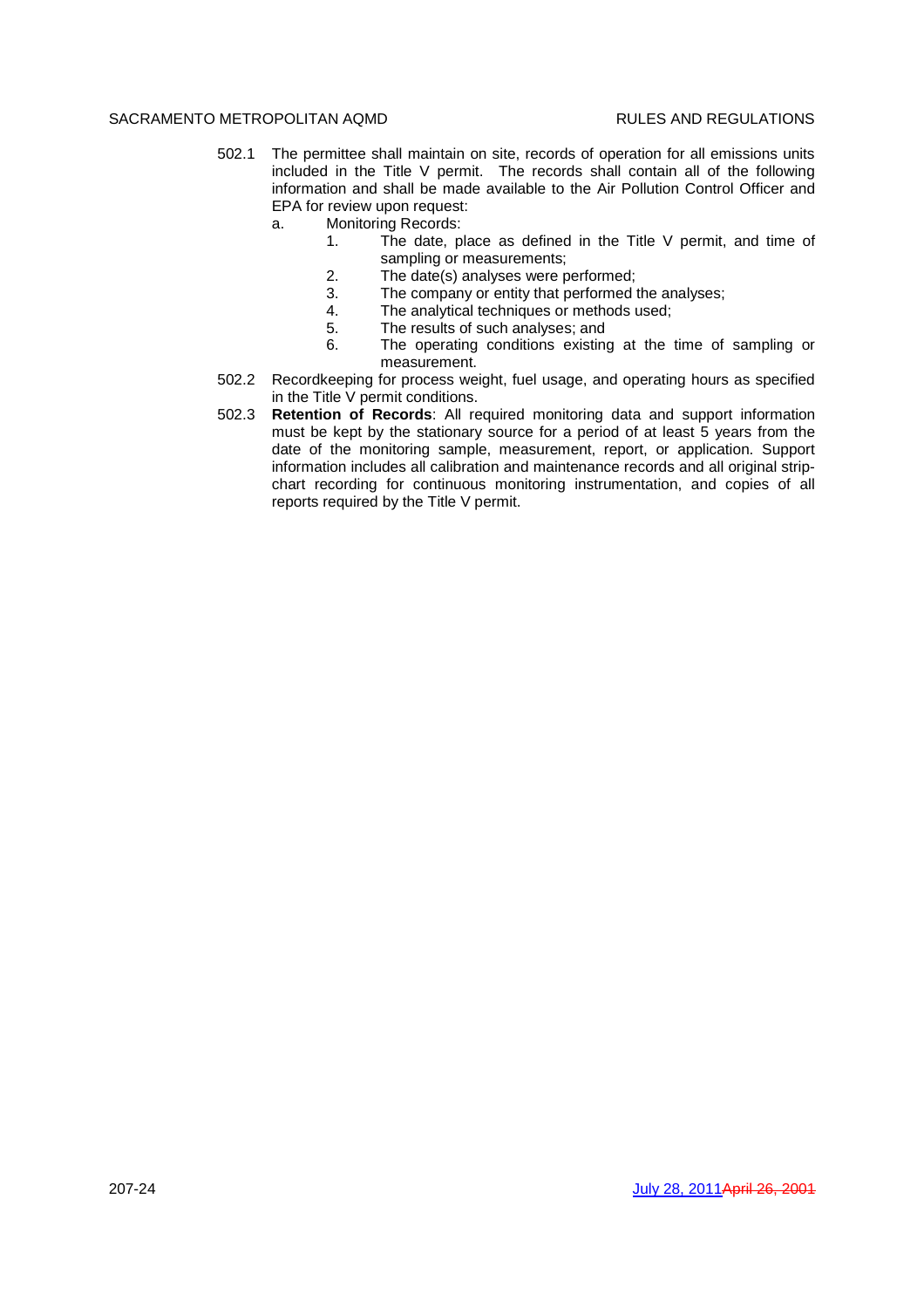502.1 The permittee shall maintain on site, records of operation for all emissions units included in the Title V permit. The records shall contain all of the following information and shall be made available to the Air Pollution Control Officer and EPA for review upon request:

   a. Monitoring Records:

      1. The date, place as defined in the Title V permit, and time of sampling or measurements;
      2. The date(s) analyses were performed;
      3. The company or entity that performed the analyses;
      4. The analytical techniques or methods used;
      5. The results of such analyses; and
      6. The operating conditions existing at the time of sampling or measurement.

502.2 Recordkeeping for process weight, fuel usage, and operating hours as specified in the Title V permit conditions.

502.3 **Retention of Records**: All required monitoring data and support information must be kept by the stationary source for a period of at least 5 years from the date of the monitoring sample, measurement, report, or application. Support information includes all calibration and maintenance records and all original strip-chart recording for continuous monitoring instrumentation, and copies of all reports required by the Title V permit.